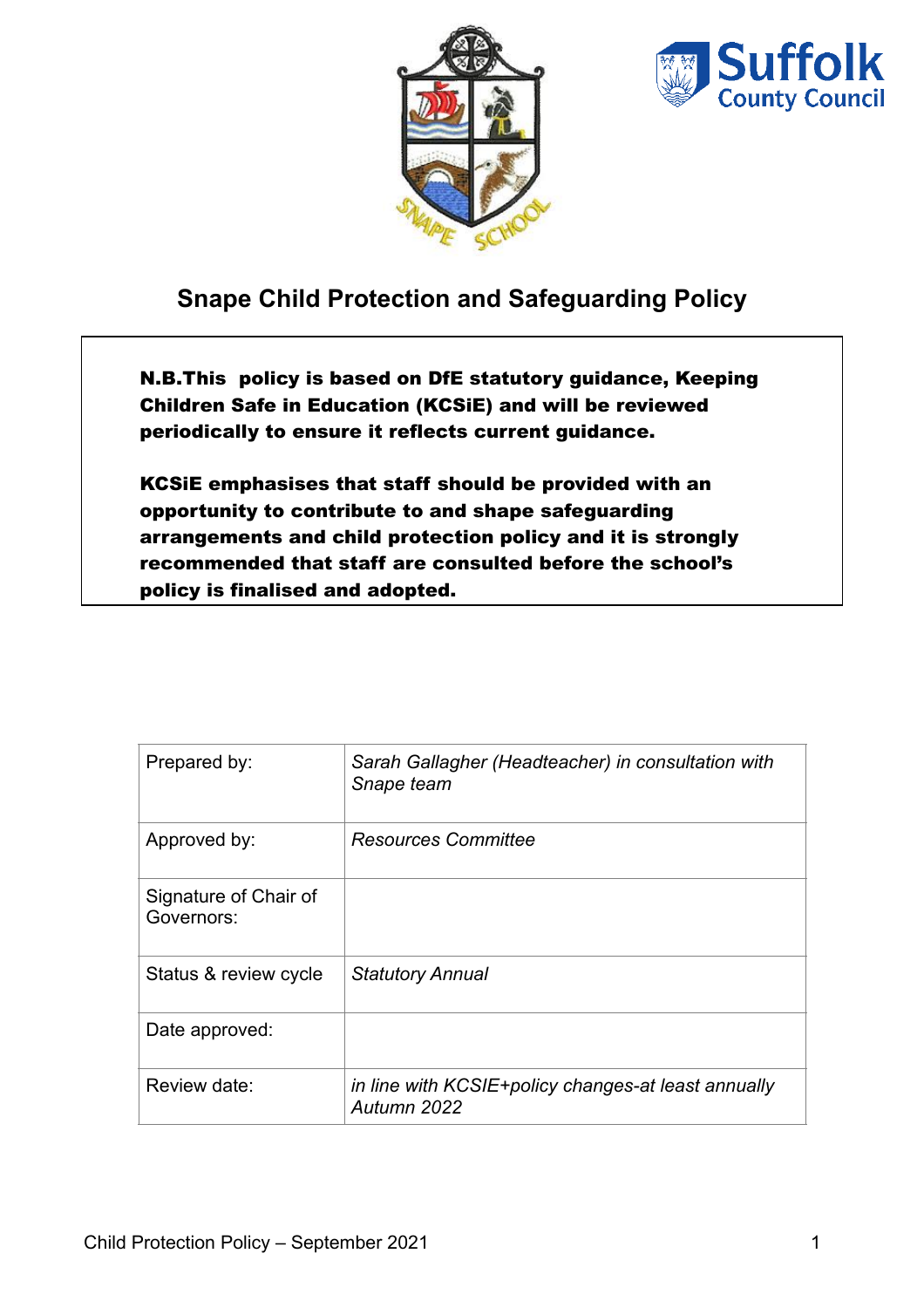# Snape Child Protection and Safeguarding Policy

**N.B.This policy is based on DfE statutory guidance, Keeping Children Safe in Education (KCSiE) and will be reviewed periodically to ensure it reflects current guidance.**

**KCSiE emphasises that staff should be provided with an opportunity to contribute to and shape safeguarding arrangements and child protection policy and it is strongly recommended that staff are consulted before the school's policy is finalised and adopted.**

| | |
|---|---|
| Prepared by: | *Sarah Gallagher (Headteacher) in consultation with Snape team* |
| Approved by: | *Resources Committee* |
| Signature of Chair of Governors: | |
| Status & review cycle | *Statutory Annual* |
| Date approved: | |
| Review date: | *in line with KCSIE+policy changes-at least annually Autumn 2022* |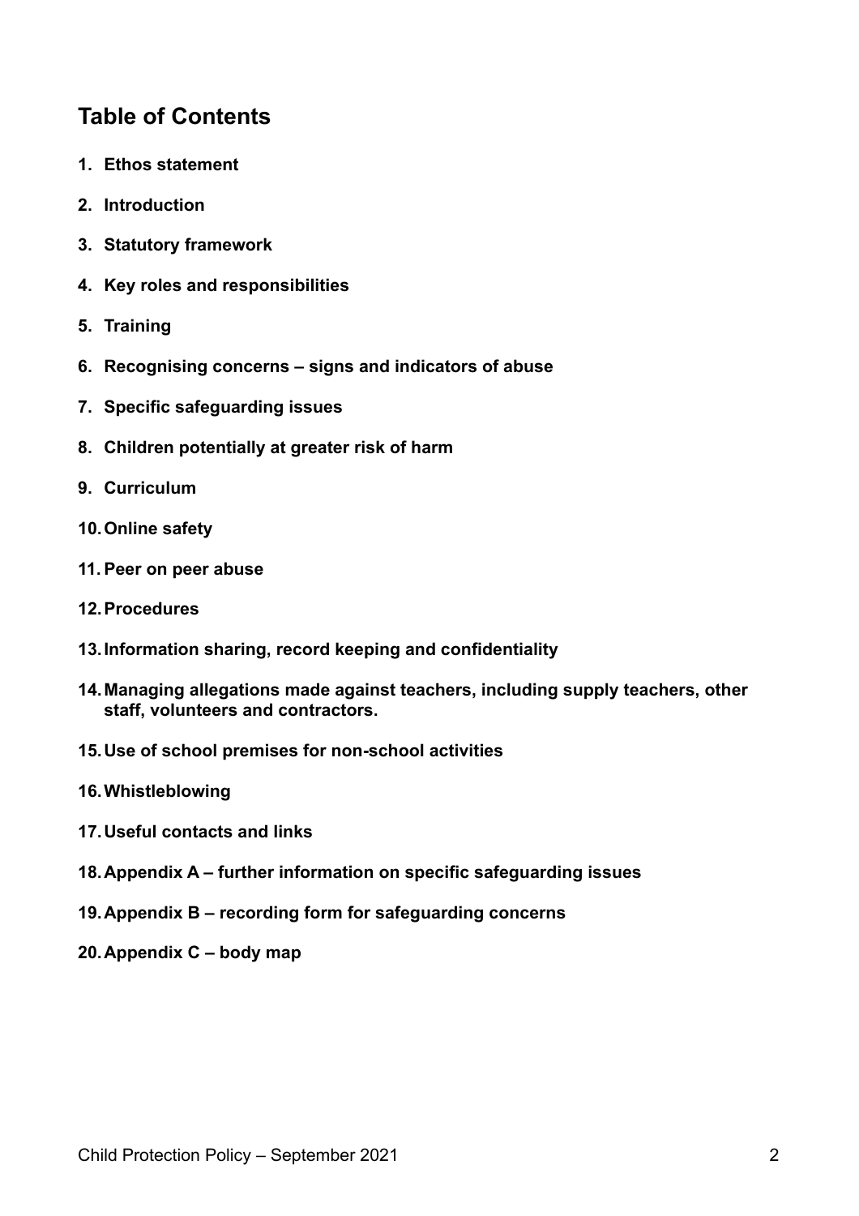## Table of Contents

1. **Ethos statement**
2. **Introduction**
3. **Statutory framework**
4. **Key roles and responsibilities**
5. **Training**
6. **Recognising concerns – signs and indicators of abuse**
7. **Specific safeguarding issues**
8. **Children potentially at greater risk of harm**
9. **Curriculum**
10. **Online safety**
11. **Peer on peer abuse**
12. **Procedures**
13. **Information sharing, record keeping and confidentiality**
14. **Managing allegations made against teachers, including supply teachers, other staff, volunteers and contractors.**
15. **Use of school premises for non-school activities**
16. **Whistleblowing**
17. **Useful contacts and links**
18. **Appendix A – further information on specific safeguarding issues**
19. **Appendix B – recording form for safeguarding concerns**
20. **Appendix C – body map**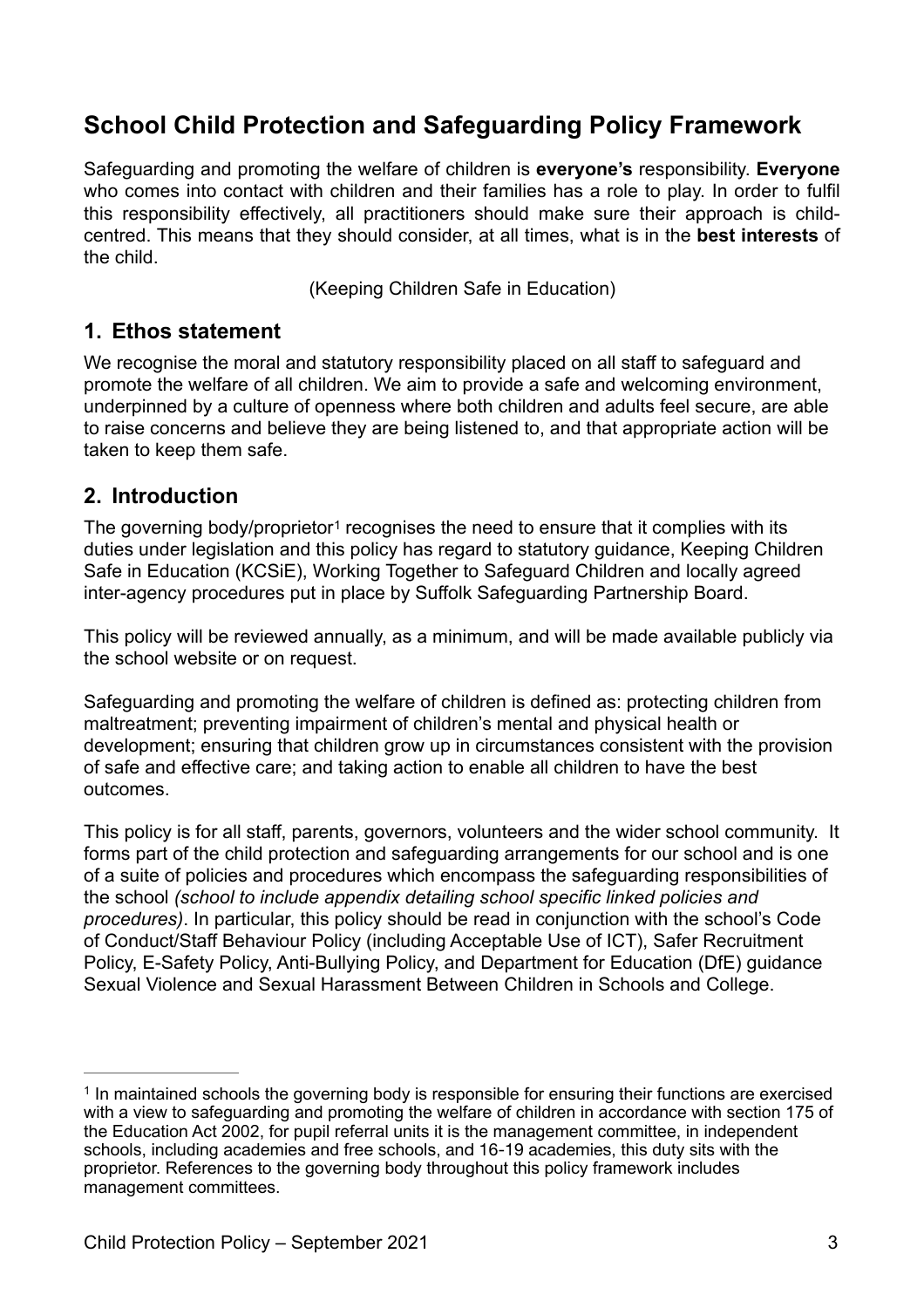# School Child Protection and Safeguarding Policy Framework

Safeguarding and promoting the welfare of children is **everyone's** responsibility. **Everyone** who comes into contact with children and their families has a role to play. In order to fulfil this responsibility effectively, all practitioners should make sure their approach is child-centred. This means that they should consider, at all times, what is in the **best interests** of the child.

(Keeping Children Safe in Education)

## 1. Ethos statement

We recognise the moral and statutory responsibility placed on all staff to safeguard and promote the welfare of all children. We aim to provide a safe and welcoming environment, underpinned by a culture of openness where both children and adults feel secure, are able to raise concerns and believe they are being listened to, and that appropriate action will be taken to keep them safe.

## 2. Introduction

The governing body/proprietor[1] recognises the need to ensure that it complies with its duties under legislation and this policy has regard to statutory guidance, Keeping Children Safe in Education (KCSiE), Working Together to Safeguard Children and locally agreed inter-agency procedures put in place by Suffolk Safeguarding Partnership Board.

This policy will be reviewed annually, as a minimum, and will be made available publicly via the school website or on request.

Safeguarding and promoting the welfare of children is defined as: protecting children from maltreatment; preventing impairment of children's mental and physical health or development; ensuring that children grow up in circumstances consistent with the provision of safe and effective care; and taking action to enable all children to have the best outcomes.

This policy is for all staff, parents, governors, volunteers and the wider school community. It forms part of the child protection and safeguarding arrangements for our school and is one of a suite of policies and procedures which encompass the safeguarding responsibilities of the school *(school to include appendix detailing school specific linked policies and procedures)*. In particular, this policy should be read in conjunction with the school's Code of Conduct/Staff Behaviour Policy (including Acceptable Use of ICT), Safer Recruitment Policy, E-Safety Policy, Anti-Bullying Policy, and Department for Education (DfE) guidance Sexual Violence and Sexual Harassment Between Children in Schools and College.

---

[1] In maintained schools the governing body is responsible for ensuring their functions are exercised with a view to safeguarding and promoting the welfare of children in accordance with section 175 of the Education Act 2002, for pupil referral units it is the management committee, in independent schools, including academies and free schools, and 16-19 academies, this duty sits with the proprietor. References to the governing body throughout this policy framework includes management committees.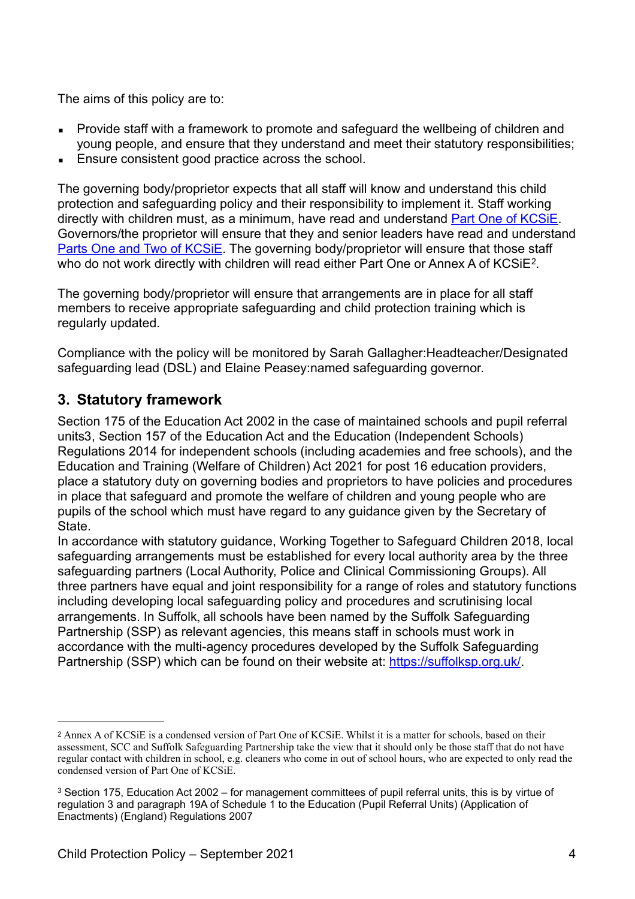The aims of this policy are to:

- Provide staff with a framework to promote and safeguard the wellbeing of children and young people, and ensure that they understand and meet their statutory responsibilities;
- Ensure consistent good practice across the school.

The governing body/proprietor expects that all staff will know and understand this child protection and safeguarding policy and their responsibility to implement it. Staff working directly with children must, as a minimum, have read and understand [Part One of KCSiE](). Governors/the proprietor will ensure that they and senior leaders have read and understand [Parts One and Two of KCSiE](). The governing body/proprietor will ensure that those staff who do not work directly with children will read either Part One or Annex A of KCSiE[2].

The governing body/proprietor will ensure that arrangements are in place for all staff members to receive appropriate safeguarding and child protection training which is regularly updated.

Compliance with the policy will be monitored by Sarah Gallagher:Headteacher/Designated safeguarding lead (DSL) and Elaine Peasey:named safeguarding governor.

## 3. Statutory framework

Section 175 of the Education Act 2002 in the case of maintained schools and pupil referral units3, Section 157 of the Education Act and the Education (Independent Schools) Regulations 2014 for independent schools (including academies and free schools), and the Education and Training (Welfare of Children) Act 2021 for post 16 education providers, place a statutory duty on governing bodies and proprietors to have policies and procedures in place that safeguard and promote the welfare of children and young people who are pupils of the school which must have regard to any guidance given by the Secretary of State.

In accordance with statutory guidance, Working Together to Safeguard Children 2018, local safeguarding arrangements must be established for every local authority area by the three safeguarding partners (Local Authority, Police and Clinical Commissioning Groups). All three partners have equal and joint responsibility for a range of roles and statutory functions including developing local safeguarding policy and procedures and scrutinising local arrangements. In Suffolk, all schools have been named by the Suffolk Safeguarding Partnership (SSP) as relevant agencies, this means staff in schools must work in accordance with the multi-agency procedures developed by the Suffolk Safeguarding Partnership (SSP) which can be found on their website at: [https://suffolksp.org.uk/](https://suffolksp.org.uk/).

---

[2] Annex A of KCSiE is a condensed version of Part One of KCSiE. Whilst it is a matter for schools, based on their assessment, SCC and Suffolk Safeguarding Partnership take the view that it should only be those staff that do not have regular contact with children in school, e.g. cleaners who come in out of school hours, who are expected to only read the condensed version of Part One of KCSiE.

[3] Section 175, Education Act 2002 – for management committees of pupil referral units, this is by virtue of regulation 3 and paragraph 19A of Schedule 1 to the Education (Pupil Referral Units) (Application of Enactments) (England) Regulations 2007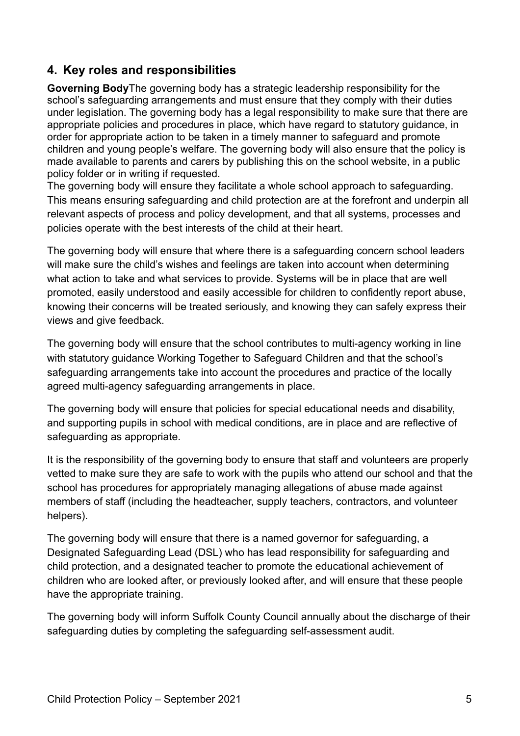## 4. Key roles and responsibilities

**Governing Body**The governing body has a strategic leadership responsibility for the school's safeguarding arrangements and must ensure that they comply with their duties under legislation. The governing body has a legal responsibility to make sure that there are appropriate policies and procedures in place, which have regard to statutory guidance, in order for appropriate action to be taken in a timely manner to safeguard and promote children and young people's welfare. The governing body will also ensure that the policy is made available to parents and carers by publishing this on the school website, in a public policy folder or in writing if requested.

The governing body will ensure they facilitate a whole school approach to safeguarding. This means ensuring safeguarding and child protection are at the forefront and underpin all relevant aspects of process and policy development, and that all systems, processes and policies operate with the best interests of the child at their heart.

The governing body will ensure that where there is a safeguarding concern school leaders will make sure the child's wishes and feelings are taken into account when determining what action to take and what services to provide. Systems will be in place that are well promoted, easily understood and easily accessible for children to confidently report abuse, knowing their concerns will be treated seriously, and knowing they can safely express their views and give feedback.

The governing body will ensure that the school contributes to multi-agency working in line with statutory guidance Working Together to Safeguard Children and that the school's safeguarding arrangements take into account the procedures and practice of the locally agreed multi-agency safeguarding arrangements in place.

The governing body will ensure that policies for special educational needs and disability, and supporting pupils in school with medical conditions, are in place and are reflective of safeguarding as appropriate.

It is the responsibility of the governing body to ensure that staff and volunteers are properly vetted to make sure they are safe to work with the pupils who attend our school and that the school has procedures for appropriately managing allegations of abuse made against members of staff (including the headteacher, supply teachers, contractors, and volunteer helpers).

The governing body will ensure that there is a named governor for safeguarding, a Designated Safeguarding Lead (DSL) who has lead responsibility for safeguarding and child protection, and a designated teacher to promote the educational achievement of children who are looked after, or previously looked after, and will ensure that these people have the appropriate training.

The governing body will inform Suffolk County Council annually about the discharge of their safeguarding duties by completing the safeguarding self-assessment audit.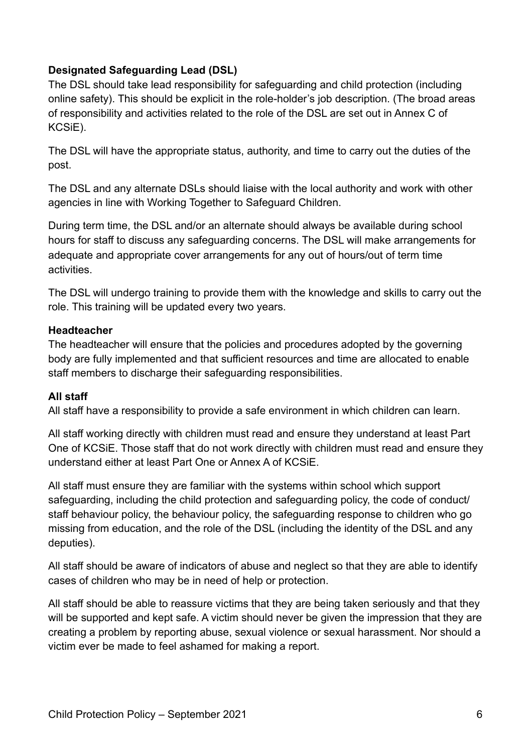**Designated Safeguarding Lead (DSL)**
The DSL should take lead responsibility for safeguarding and child protection (including online safety). This should be explicit in the role-holder's job description. (The broad areas of responsibility and activities related to the role of the DSL are set out in Annex C of KCSiE).

The DSL will have the appropriate status, authority, and time to carry out the duties of the post.

The DSL and any alternate DSLs should liaise with the local authority and work with other agencies in line with Working Together to Safeguard Children.

During term time, the DSL and/or an alternate should always be available during school hours for staff to discuss any safeguarding concerns. The DSL will make arrangements for adequate and appropriate cover arrangements for any out of hours/out of term time activities.

The DSL will undergo training to provide them with the knowledge and skills to carry out the role. This training will be updated every two years.

**Headteacher**
The headteacher will ensure that the policies and procedures adopted by the governing body are fully implemented and that sufficient resources and time are allocated to enable staff members to discharge their safeguarding responsibilities.

**All staff**
All staff have a responsibility to provide a safe environment in which children can learn.

All staff working directly with children must read and ensure they understand at least Part One of KCSiE. Those staff that do not work directly with children must read and ensure they understand either at least Part One or Annex A of KCSiE.

All staff must ensure they are familiar with the systems within school which support safeguarding, including the child protection and safeguarding policy, the code of conduct/ staff behaviour policy, the behaviour policy, the safeguarding response to children who go missing from education, and the role of the DSL (including the identity of the DSL and any deputies).

All staff should be aware of indicators of abuse and neglect so that they are able to identify cases of children who may be in need of help or protection.

All staff should be able to reassure victims that they are being taken seriously and that they will be supported and kept safe. A victim should never be given the impression that they are creating a problem by reporting abuse, sexual violence or sexual harassment. Nor should a victim ever be made to feel ashamed for making a report.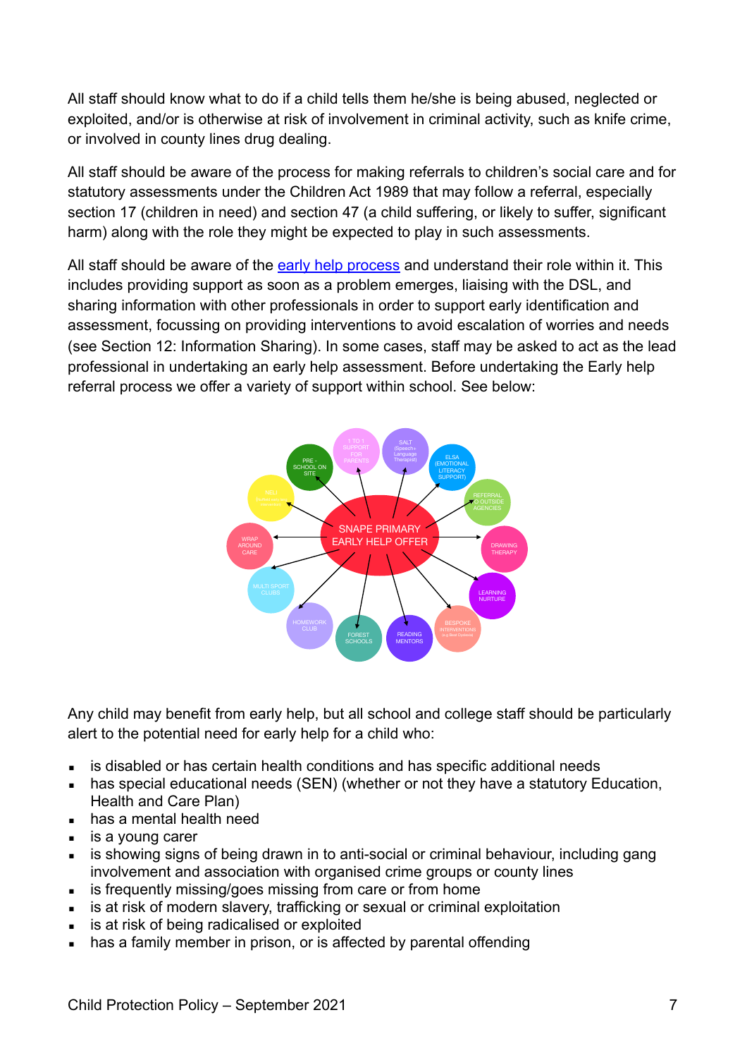All staff should know what to do if a child tells them he/she is being abused, neglected or exploited, and/or is otherwise at risk of involvement in criminal activity, such as knife crime, or involved in county lines drug dealing.

All staff should be aware of the process for making referrals to children's social care and for statutory assessments under the Children Act 1989 that may follow a referral, especially section 17 (children in need) and section 47 (a child suffering, or likely to suffer, significant harm) along with the role they might be expected to play in such assessments.

All staff should be aware of the [early help process](early help process) and understand their role within it. This includes providing support as soon as a problem emerges, liaising with the DSL, and sharing information with other professionals in order to support early identification and assessment, focussing on providing interventions to avoid escalation of worries and needs (see Section 12: Information Sharing). In some cases, staff may be asked to act as the lead professional in undertaking an early help assessment. Before undertaking the Early help referral process we offer a variety of support within school. See below:

SNAPE PRIMARY EARLY HELP OFFER

- PRE - SCHOOL ON SITE
- 1 TO 1 SUPPORT FOR PARENTS
- SALT (Speech+ Language Therapist)
- ELSA (EMOTIONAL LITERACY SUPPORT)
- REFERRAL TO OUTSIDE AGENCIES
- DRAWING THERAPY
- LEARNING NURTURE
- BESPOKE INTERVENTIONS
- READING MENTORS
- FOREST SCHOOLS
- HOMEWORK CLUB
- MULTI SPORT CLUBS
- WRAP AROUND CARE
- NELI

Any child may benefit from early help, but all school and college staff should be particularly alert to the potential need for early help for a child who:

- is disabled or has certain health conditions and has specific additional needs
- has special educational needs (SEN) (whether or not they have a statutory Education, Health and Care Plan)
- has a mental health need
- is a young carer
- is showing signs of being drawn in to anti-social or criminal behaviour, including gang involvement and association with organised crime groups or county lines
- is frequently missing/goes missing from care or from home
- is at risk of modern slavery, trafficking or sexual or criminal exploitation
- is at risk of being radicalised or exploited
- has a family member in prison, or is affected by parental offending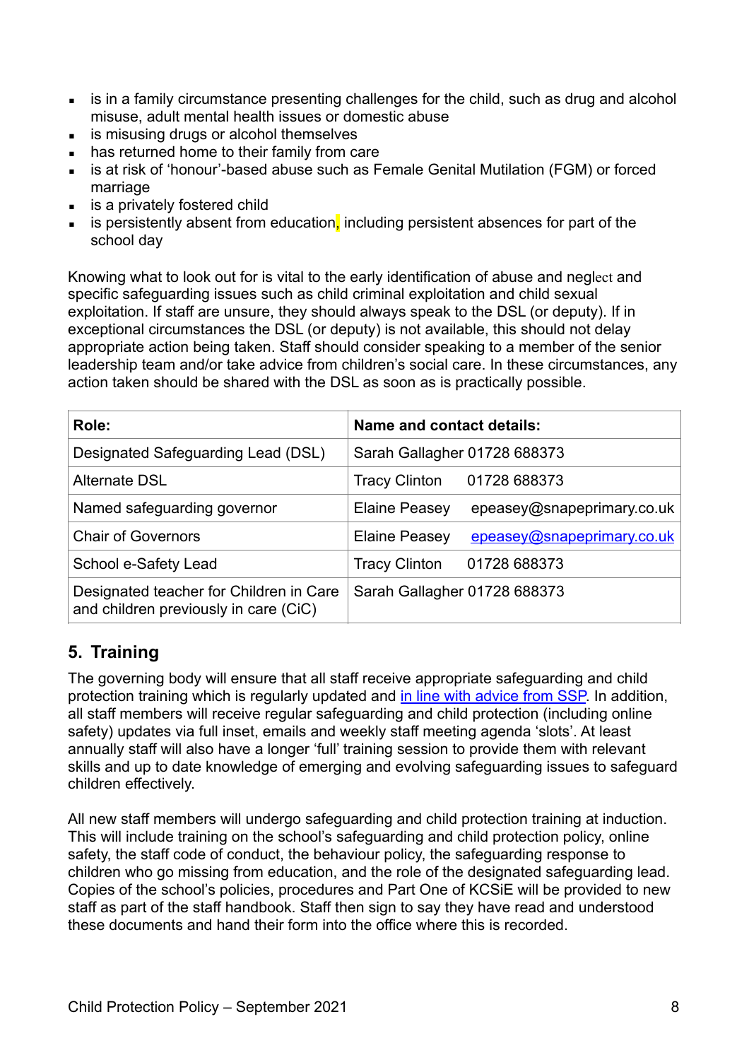- is in a family circumstance presenting challenges for the child, such as drug and alcohol misuse, adult mental health issues or domestic abuse
- is misusing drugs or alcohol themselves
- has returned home to their family from care
- is at risk of 'honour'-based abuse such as Female Genital Mutilation (FGM) or forced marriage
- is a privately fostered child
- is persistently absent from education, including persistent absences for part of the school day

Knowing what to look out for is vital to the early identification of abuse and neglect and specific safeguarding issues such as child criminal exploitation and child sexual exploitation. If staff are unsure, they should always speak to the DSL (or deputy). If in exceptional circumstances the DSL (or deputy) is not available, this should not delay appropriate action being taken. Staff should consider speaking to a member of the senior leadership team and/or take advice from children's social care. In these circumstances, any action taken should be shared with the DSL as soon as is practically possible.

| Role: | Name and contact details: |
|---|---|
| Designated Safeguarding Lead (DSL) | Sarah Gallagher 01728 688373 |
| Alternate DSL | Tracy Clinton 01728 688373 |
| Named safeguarding governor | Elaine Peasey epeasey@snapeprimary.co.uk |
| Chair of Governors | Elaine Peasey epeasey@snapeprimary.co.uk |
| School e-Safety Lead | Tracy Clinton 01728 688373 |
| Designated teacher for Children in Care and children previously in care (CiC) | Sarah Gallagher 01728 688373 |

## 5. Training

The governing body will ensure that all staff receive appropriate safeguarding and child protection training which is regularly updated and in line with advice from SSP. In addition, all staff members will receive regular safeguarding and child protection (including online safety) updates via full inset, emails and weekly staff meeting agenda 'slots'. At least annually staff will also have a longer 'full' training session to provide them with relevant skills and up to date knowledge of emerging and evolving safeguarding issues to safeguard children effectively.

All new staff members will undergo safeguarding and child protection training at induction. This will include training on the school's safeguarding and child protection policy, online safety, the staff code of conduct, the behaviour policy, the safeguarding response to children who go missing from education, and the role of the designated safeguarding lead. Copies of the school's policies, procedures and Part One of KCSiE will be provided to new staff as part of the staff handbook. Staff then sign to say they have read and understood these documents and hand their form into the office where this is recorded.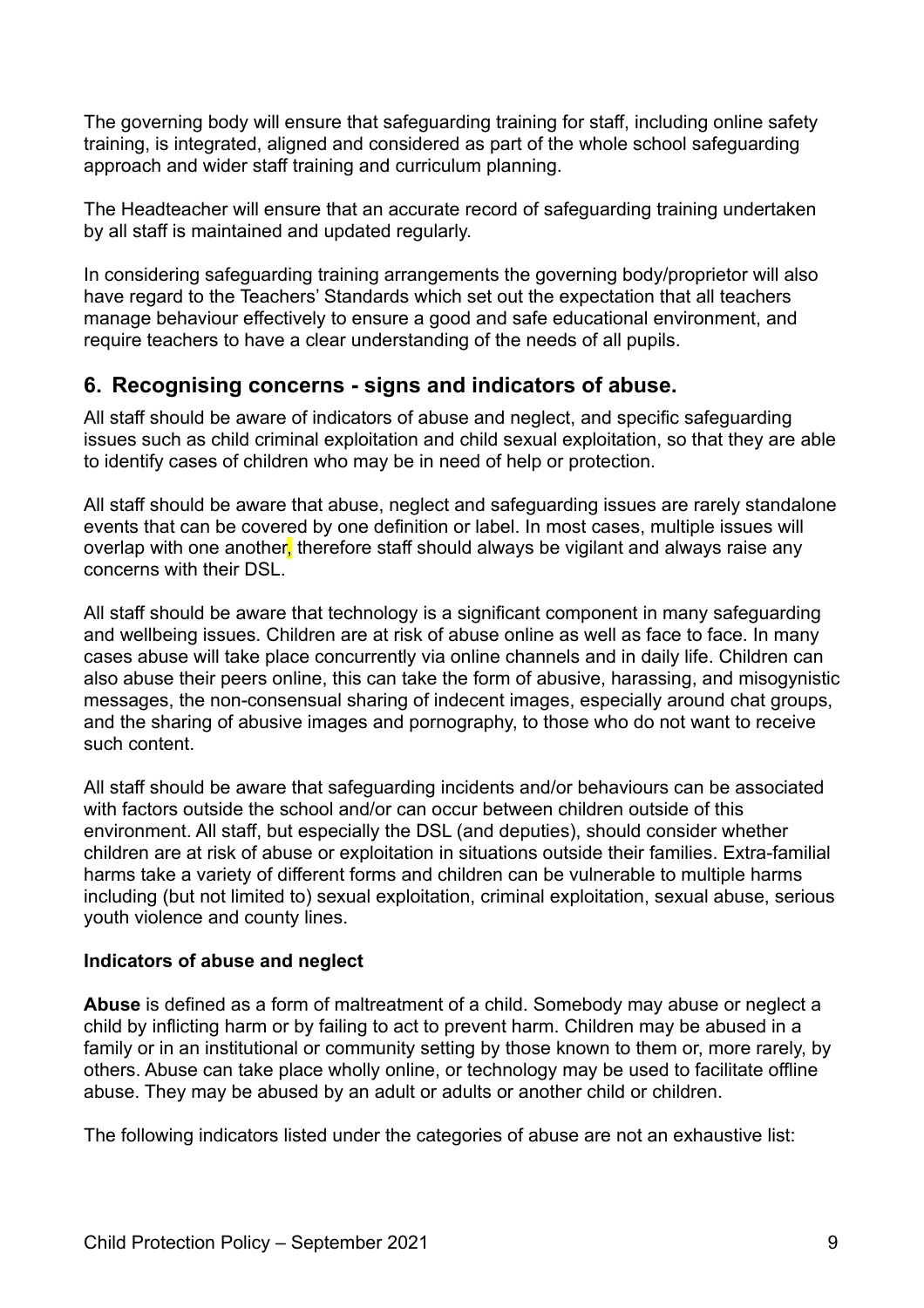The governing body will ensure that safeguarding training for staff, including online safety training, is integrated, aligned and considered as part of the whole school safeguarding approach and wider staff training and curriculum planning.

The Headteacher will ensure that an accurate record of safeguarding training undertaken by all staff is maintained and updated regularly.

In considering safeguarding training arrangements the governing body/proprietor will also have regard to the Teachers' Standards which set out the expectation that all teachers manage behaviour effectively to ensure a good and safe educational environment, and require teachers to have a clear understanding of the needs of all pupils.

## 6. Recognising concerns - signs and indicators of abuse.

All staff should be aware of indicators of abuse and neglect, and specific safeguarding issues such as child criminal exploitation and child sexual exploitation, so that they are able to identify cases of children who may be in need of help or protection.

All staff should be aware that abuse, neglect and safeguarding issues are rarely standalone events that can be covered by one definition or label. In most cases, multiple issues will overlap with one another, therefore staff should always be vigilant and always raise any concerns with their DSL.

All staff should be aware that technology is a significant component in many safeguarding and wellbeing issues. Children are at risk of abuse online as well as face to face. In many cases abuse will take place concurrently via online channels and in daily life. Children can also abuse their peers online, this can take the form of abusive, harassing, and misogynistic messages, the non-consensual sharing of indecent images, especially around chat groups, and the sharing of abusive images and pornography, to those who do not want to receive such content.

All staff should be aware that safeguarding incidents and/or behaviours can be associated with factors outside the school and/or can occur between children outside of this environment. All staff, but especially the DSL (and deputies), should consider whether children are at risk of abuse or exploitation in situations outside their families. Extra-familial harms take a variety of different forms and children can be vulnerable to multiple harms including (but not limited to) sexual exploitation, criminal exploitation, sexual abuse, serious youth violence and county lines.

**Indicators of abuse and neglect**

**Abuse** is defined as a form of maltreatment of a child. Somebody may abuse or neglect a child by inflicting harm or by failing to act to prevent harm. Children may be abused in a family or in an institutional or community setting by those known to them or, more rarely, by others. Abuse can take place wholly online, or technology may be used to facilitate offline abuse. They may be abused by an adult or adults or another child or children.

The following indicators listed under the categories of abuse are not an exhaustive list: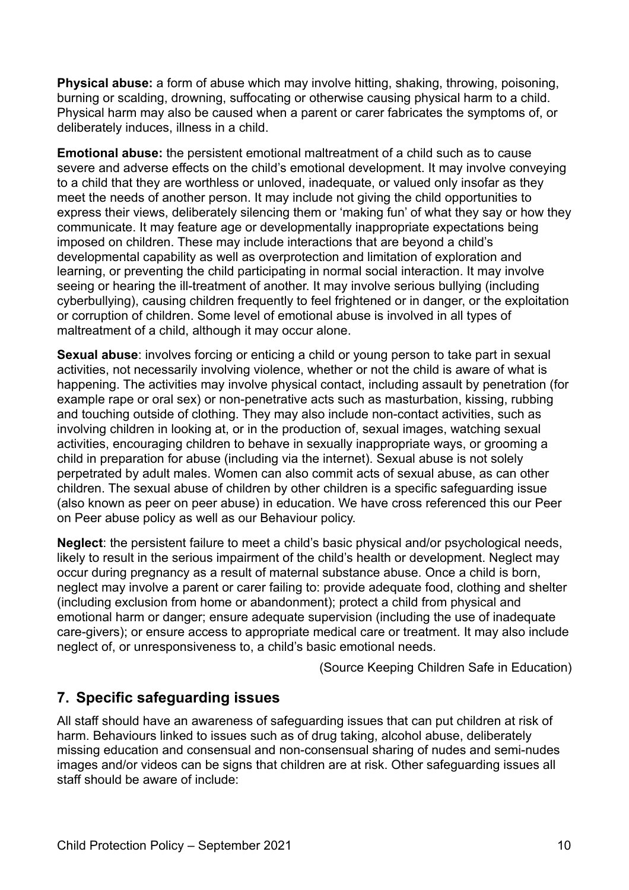**Physical abuse:** a form of abuse which may involve hitting, shaking, throwing, poisoning, burning or scalding, drowning, suffocating or otherwise causing physical harm to a child. Physical harm may also be caused when a parent or carer fabricates the symptoms of, or deliberately induces, illness in a child.

**Emotional abuse:** the persistent emotional maltreatment of a child such as to cause severe and adverse effects on the child's emotional development. It may involve conveying to a child that they are worthless or unloved, inadequate, or valued only insofar as they meet the needs of another person. It may include not giving the child opportunities to express their views, deliberately silencing them or 'making fun' of what they say or how they communicate. It may feature age or developmentally inappropriate expectations being imposed on children. These may include interactions that are beyond a child's developmental capability as well as overprotection and limitation of exploration and learning, or preventing the child participating in normal social interaction. It may involve seeing or hearing the ill-treatment of another. It may involve serious bullying (including cyberbullying), causing children frequently to feel frightened or in danger, or the exploitation or corruption of children. Some level of emotional abuse is involved in all types of maltreatment of a child, although it may occur alone.

**Sexual abuse**: involves forcing or enticing a child or young person to take part in sexual activities, not necessarily involving violence, whether or not the child is aware of what is happening. The activities may involve physical contact, including assault by penetration (for example rape or oral sex) or non-penetrative acts such as masturbation, kissing, rubbing and touching outside of clothing. They may also include non-contact activities, such as involving children in looking at, or in the production of, sexual images, watching sexual activities, encouraging children to behave in sexually inappropriate ways, or grooming a child in preparation for abuse (including via the internet). Sexual abuse is not solely perpetrated by adult males. Women can also commit acts of sexual abuse, as can other children. The sexual abuse of children by other children is a specific safeguarding issue (also known as peer on peer abuse) in education. We have cross referenced this our Peer on Peer abuse policy as well as our Behaviour policy.

**Neglect**: the persistent failure to meet a child's basic physical and/or psychological needs, likely to result in the serious impairment of the child's health or development. Neglect may occur during pregnancy as a result of maternal substance abuse. Once a child is born, neglect may involve a parent or carer failing to: provide adequate food, clothing and shelter (including exclusion from home or abandonment); protect a child from physical and emotional harm or danger; ensure adequate supervision (including the use of inadequate care-givers); or ensure access to appropriate medical care or treatment. It may also include neglect of, or unresponsiveness to, a child's basic emotional needs.

(Source Keeping Children Safe in Education)

## 7. Specific safeguarding issues

All staff should have an awareness of safeguarding issues that can put children at risk of harm. Behaviours linked to issues such as of drug taking, alcohol abuse, deliberately missing education and consensual and non-consensual sharing of nudes and semi-nudes images and/or videos can be signs that children are at risk. Other safeguarding issues all staff should be aware of include: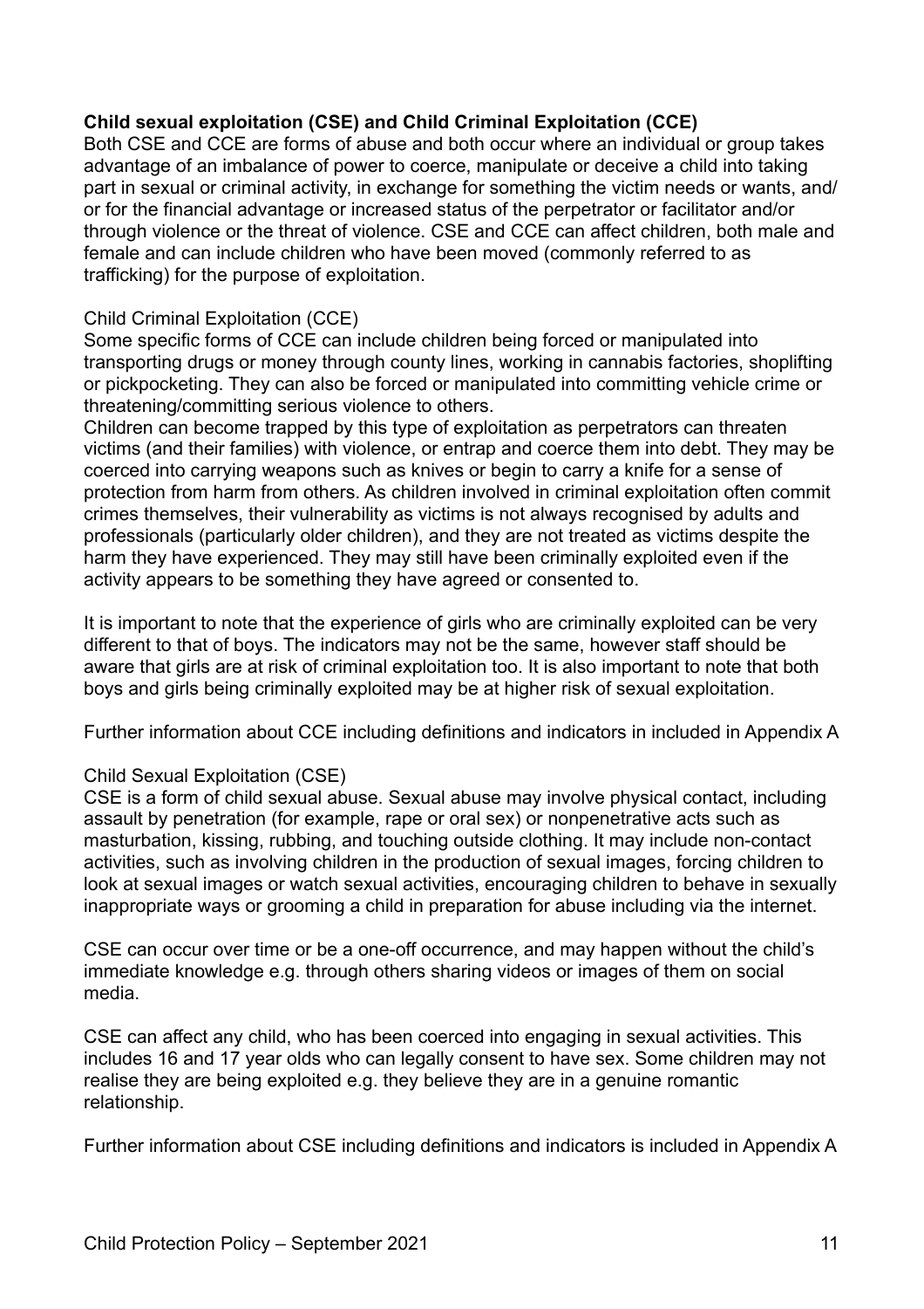**Child sexual exploitation (CSE) and Child Criminal Exploitation (CCE)**

Both CSE and CCE are forms of abuse and both occur where an individual or group takes advantage of an imbalance of power to coerce, manipulate or deceive a child into taking part in sexual or criminal activity, in exchange for something the victim needs or wants, and/or for the financial advantage or increased status of the perpetrator or facilitator and/or through violence or the threat of violence. CSE and CCE can affect children, both male and female and can include children who have been moved (commonly referred to as trafficking) for the purpose of exploitation.

Child Criminal Exploitation (CCE)

Some specific forms of CCE can include children being forced or manipulated into transporting drugs or money through county lines, working in cannabis factories, shoplifting or pickpocketing. They can also be forced or manipulated into committing vehicle crime or threatening/committing serious violence to others.

Children can become trapped by this type of exploitation as perpetrators can threaten victims (and their families) with violence, or entrap and coerce them into debt. They may be coerced into carrying weapons such as knives or begin to carry a knife for a sense of protection from harm from others. As children involved in criminal exploitation often commit crimes themselves, their vulnerability as victims is not always recognised by adults and professionals (particularly older children), and they are not treated as victims despite the harm they have experienced. They may still have been criminally exploited even if the activity appears to be something they have agreed or consented to.

It is important to note that the experience of girls who are criminally exploited can be very different to that of boys. The indicators may not be the same, however staff should be aware that girls are at risk of criminal exploitation too. It is also important to note that both boys and girls being criminally exploited may be at higher risk of sexual exploitation.

Further information about CCE including definitions and indicators in included in Appendix A

Child Sexual Exploitation (CSE)

CSE is a form of child sexual abuse. Sexual abuse may involve physical contact, including assault by penetration (for example, rape or oral sex) or nonpenetrative acts such as masturbation, kissing, rubbing, and touching outside clothing. It may include non-contact activities, such as involving children in the production of sexual images, forcing children to look at sexual images or watch sexual activities, encouraging children to behave in sexually inappropriate ways or grooming a child in preparation for abuse including via the internet.

CSE can occur over time or be a one-off occurrence, and may happen without the child's immediate knowledge e.g. through others sharing videos or images of them on social media.

CSE can affect any child, who has been coerced into engaging in sexual activities. This includes 16 and 17 year olds who can legally consent to have sex. Some children may not realise they are being exploited e.g. they believe they are in a genuine romantic relationship.

Further information about CSE including definitions and indicators is included in Appendix A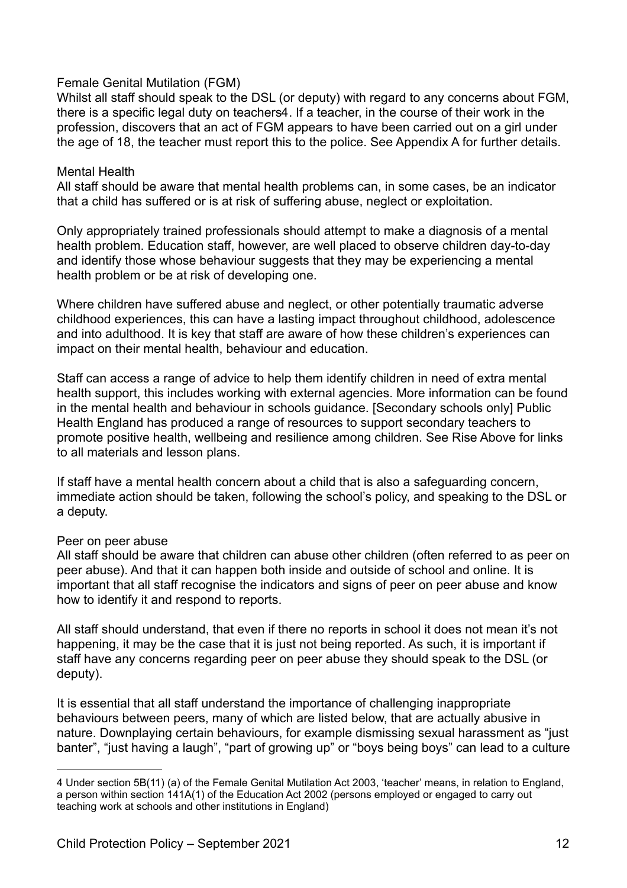### Female Genital Mutilation (FGM)

Whilst all staff should speak to the DSL (or deputy) with regard to any concerns about FGM, there is a specific legal duty on teachers[4]. If a teacher, in the course of their work in the profession, discovers that an act of FGM appears to have been carried out on a girl under the age of 18, the teacher must report this to the police. See Appendix A for further details.

### Mental Health

All staff should be aware that mental health problems can, in some cases, be an indicator that a child has suffered or is at risk of suffering abuse, neglect or exploitation.

Only appropriately trained professionals should attempt to make a diagnosis of a mental health problem. Education staff, however, are well placed to observe children day-to-day and identify those whose behaviour suggests that they may be experiencing a mental health problem or be at risk of developing one.

Where children have suffered abuse and neglect, or other potentially traumatic adverse childhood experiences, this can have a lasting impact throughout childhood, adolescence and into adulthood. It is key that staff are aware of how these children's experiences can impact on their mental health, behaviour and education.

Staff can access a range of advice to help them identify children in need of extra mental health support, this includes working with external agencies. More information can be found in the mental health and behaviour in schools guidance. [Secondary schools only] Public Health England has produced a range of resources to support secondary teachers to promote positive health, wellbeing and resilience among children. See Rise Above for links to all materials and lesson plans.

If staff have a mental health concern about a child that is also a safeguarding concern, immediate action should be taken, following the school's policy, and speaking to the DSL or a deputy.

### Peer on peer abuse

All staff should be aware that children can abuse other children (often referred to as peer on peer abuse). And that it can happen both inside and outside of school and online. It is important that all staff recognise the indicators and signs of peer on peer abuse and know how to identify it and respond to reports.

All staff should understand, that even if there no reports in school it does not mean it's not happening, it may be the case that it is just not being reported. As such, it is important if staff have any concerns regarding peer on peer abuse they should speak to the DSL (or deputy).

It is essential that all staff understand the importance of challenging inappropriate behaviours between peers, many of which are listed below, that are actually abusive in nature. Downplaying certain behaviours, for example dismissing sexual harassment as "just banter", "just having a laugh", "part of growing up" or "boys being boys" can lead to a culture

---

[4] Under section 5B(11) (a) of the Female Genital Mutilation Act 2003, 'teacher' means, in relation to England, a person within section 141A(1) of the Education Act 2002 (persons employed or engaged to carry out teaching work at schools and other institutions in England)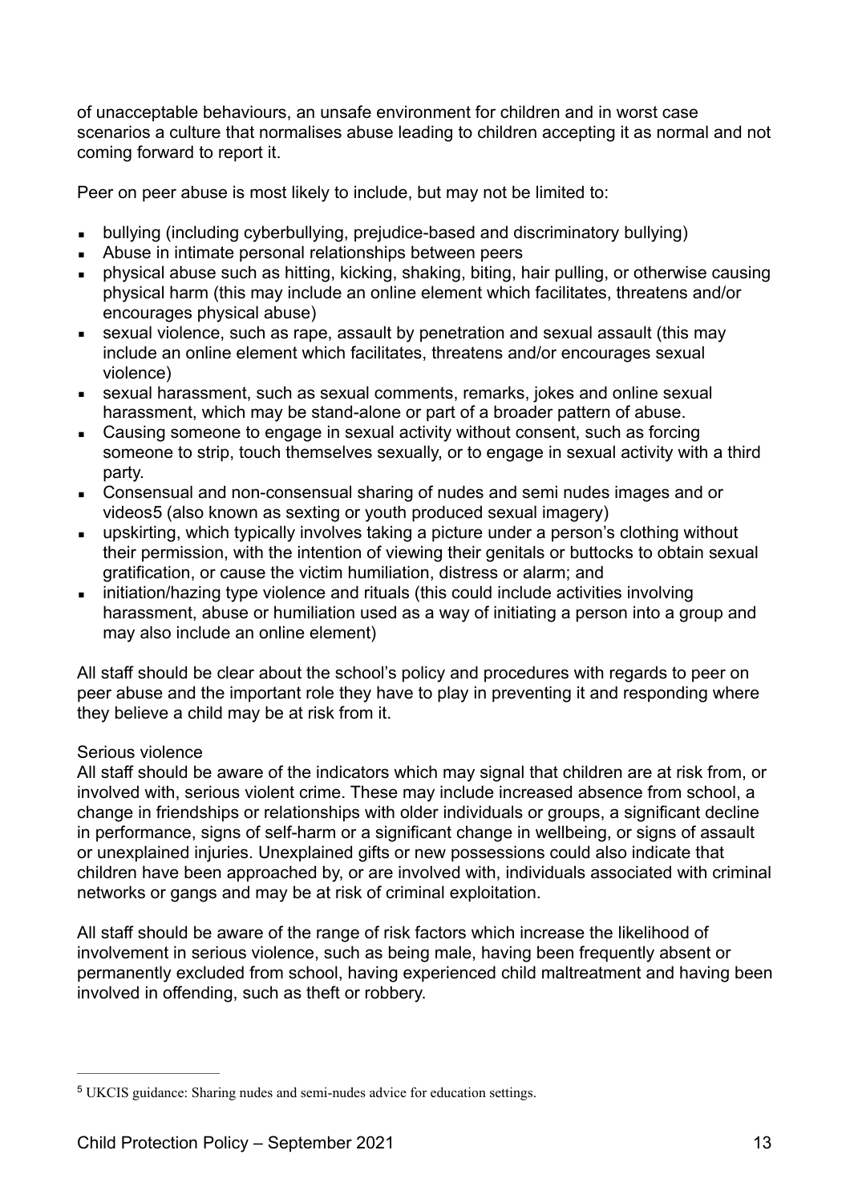of unacceptable behaviours, an unsafe environment for children and in worst case scenarios a culture that normalises abuse leading to children accepting it as normal and not coming forward to report it.

Peer on peer abuse is most likely to include, but may not be limited to:

- bullying (including cyberbullying, prejudice-based and discriminatory bullying)
- Abuse in intimate personal relationships between peers
- physical abuse such as hitting, kicking, shaking, biting, hair pulling, or otherwise causing physical harm (this may include an online element which facilitates, threatens and/or encourages physical abuse)
- sexual violence, such as rape, assault by penetration and sexual assault (this may include an online element which facilitates, threatens and/or encourages sexual violence)
- sexual harassment, such as sexual comments, remarks, jokes and online sexual harassment, which may be stand-alone or part of a broader pattern of abuse.
- Causing someone to engage in sexual activity without consent, such as forcing someone to strip, touch themselves sexually, or to engage in sexual activity with a third party.
- Consensual and non-consensual sharing of nudes and semi nudes images and or videos[5] (also known as sexting or youth produced sexual imagery)
- upskirting, which typically involves taking a picture under a person's clothing without their permission, with the intention of viewing their genitals or buttocks to obtain sexual gratification, or cause the victim humiliation, distress or alarm; and
- initiation/hazing type violence and rituals (this could include activities involving harassment, abuse or humiliation used as a way of initiating a person into a group and may also include an online element)

All staff should be clear about the school's policy and procedures with regards to peer on peer abuse and the important role they have to play in preventing it and responding where they believe a child may be at risk from it.

Serious violence

All staff should be aware of the indicators which may signal that children are at risk from, or involved with, serious violent crime. These may include increased absence from school, a change in friendships or relationships with older individuals or groups, a significant decline in performance, signs of self-harm or a significant change in wellbeing, or signs of assault or unexplained injuries. Unexplained gifts or new possessions could also indicate that children have been approached by, or are involved with, individuals associated with criminal networks or gangs and may be at risk of criminal exploitation.

All staff should be aware of the range of risk factors which increase the likelihood of involvement in serious violence, such as being male, having been frequently absent or permanently excluded from school, having experienced child maltreatment and having been involved in offending, such as theft or robbery.

---

[5] UKCIS guidance: Sharing nudes and semi-nudes advice for education settings.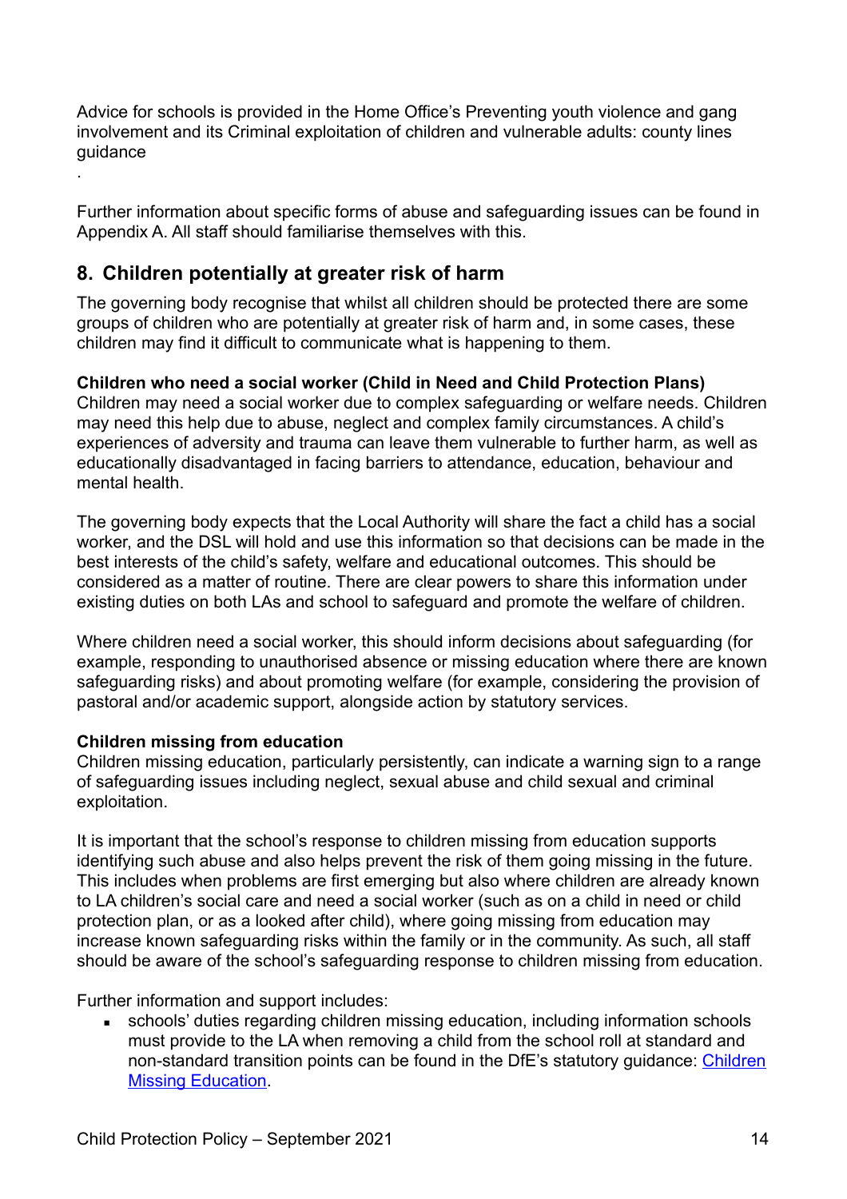Advice for schools is provided in the Home Office's Preventing youth violence and gang involvement and its Criminal exploitation of children and vulnerable adults: county lines guidance

.

Further information about specific forms of abuse and safeguarding issues can be found in Appendix A. All staff should familiarise themselves with this.

## 8. Children potentially at greater risk of harm

The governing body recognise that whilst all children should be protected there are some groups of children who are potentially at greater risk of harm and, in some cases, these children may find it difficult to communicate what is happening to them.

**Children who need a social worker (Child in Need and Child Protection Plans)**
Children may need a social worker due to complex safeguarding or welfare needs. Children may need this help due to abuse, neglect and complex family circumstances. A child's experiences of adversity and trauma can leave them vulnerable to further harm, as well as educationally disadvantaged in facing barriers to attendance, education, behaviour and mental health.

The governing body expects that the Local Authority will share the fact a child has a social worker, and the DSL will hold and use this information so that decisions can be made in the best interests of the child's safety, welfare and educational outcomes. This should be considered as a matter of routine. There are clear powers to share this information under existing duties on both LAs and school to safeguard and promote the welfare of children.

Where children need a social worker, this should inform decisions about safeguarding (for example, responding to unauthorised absence or missing education where there are known safeguarding risks) and about promoting welfare (for example, considering the provision of pastoral and/or academic support, alongside action by statutory services.

**Children missing from education**
Children missing education, particularly persistently, can indicate a warning sign to a range of safeguarding issues including neglect, sexual abuse and child sexual and criminal exploitation.

It is important that the school's response to children missing from education supports identifying such abuse and also helps prevent the risk of them going missing in the future. This includes when problems are first emerging but also where children are already known to LA children's social care and need a social worker (such as on a child in need or child protection plan, or as a looked after child), where going missing from education may increase known safeguarding risks within the family or in the community. As such, all staff should be aware of the school's safeguarding response to children missing from education.

Further information and support includes:

- schools' duties regarding children missing education, including information schools must provide to the LA when removing a child from the school roll at standard and non-standard transition points can be found in the DfE's statutory guidance: Children Missing Education.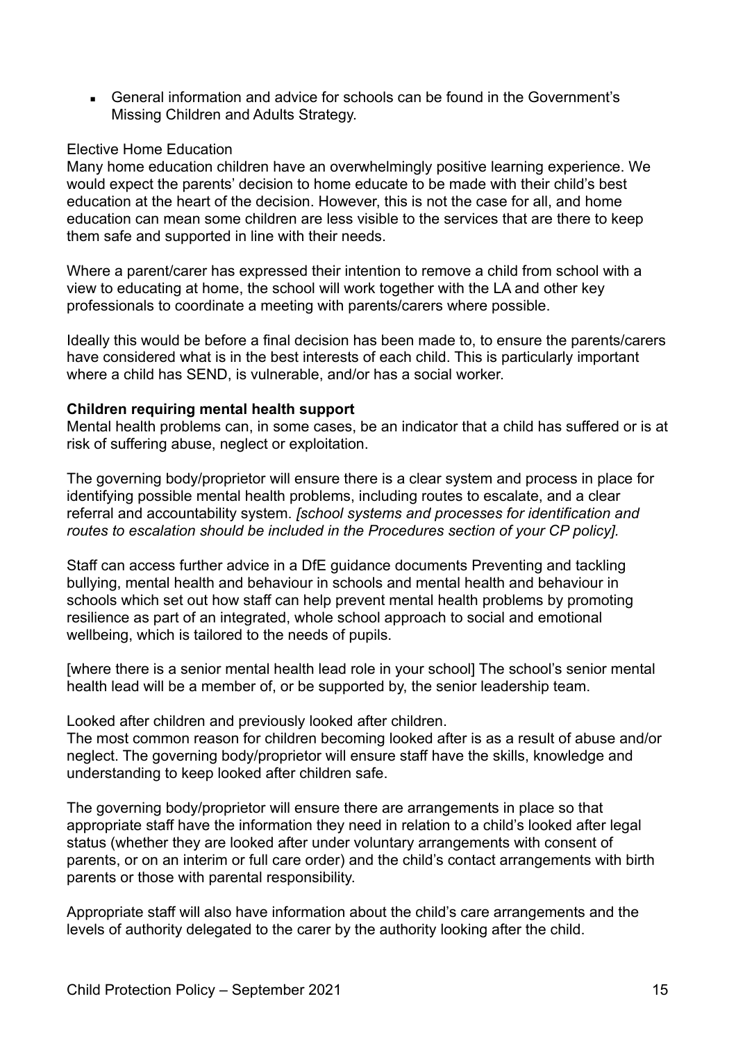- General information and advice for schools can be found in the Government's Missing Children and Adults Strategy.

Elective Home Education

Many home education children have an overwhelmingly positive learning experience. We would expect the parents' decision to home educate to be made with their child's best education at the heart of the decision. However, this is not the case for all, and home education can mean some children are less visible to the services that are there to keep them safe and supported in line with their needs.

Where a parent/carer has expressed their intention to remove a child from school with a view to educating at home, the school will work together with the LA and other key professionals to coordinate a meeting with parents/carers where possible.

Ideally this would be before a final decision has been made to, to ensure the parents/carers have considered what is in the best interests of each child. This is particularly important where a child has SEND, is vulnerable, and/or has a social worker.

**Children requiring mental health support**

Mental health problems can, in some cases, be an indicator that a child has suffered or is at risk of suffering abuse, neglect or exploitation.

The governing body/proprietor will ensure there is a clear system and process in place for identifying possible mental health problems, including routes to escalate, and a clear referral and accountability system. *[school systems and processes for identification and routes to escalation should be included in the Procedures section of your CP policy]*.

Staff can access further advice in a DfE guidance documents Preventing and tackling bullying, mental health and behaviour in schools and mental health and behaviour in schools which set out how staff can help prevent mental health problems by promoting resilience as part of an integrated, whole school approach to social and emotional wellbeing, which is tailored to the needs of pupils.

[where there is a senior mental health lead role in your school] The school's senior mental health lead will be a member of, or be supported by, the senior leadership team.

Looked after children and previously looked after children.

The most common reason for children becoming looked after is as a result of abuse and/or neglect. The governing body/proprietor will ensure staff have the skills, knowledge and understanding to keep looked after children safe.

The governing body/proprietor will ensure there are arrangements in place so that appropriate staff have the information they need in relation to a child's looked after legal status (whether they are looked after under voluntary arrangements with consent of parents, or on an interim or full care order) and the child's contact arrangements with birth parents or those with parental responsibility.

Appropriate staff will also have information about the child's care arrangements and the levels of authority delegated to the carer by the authority looking after the child.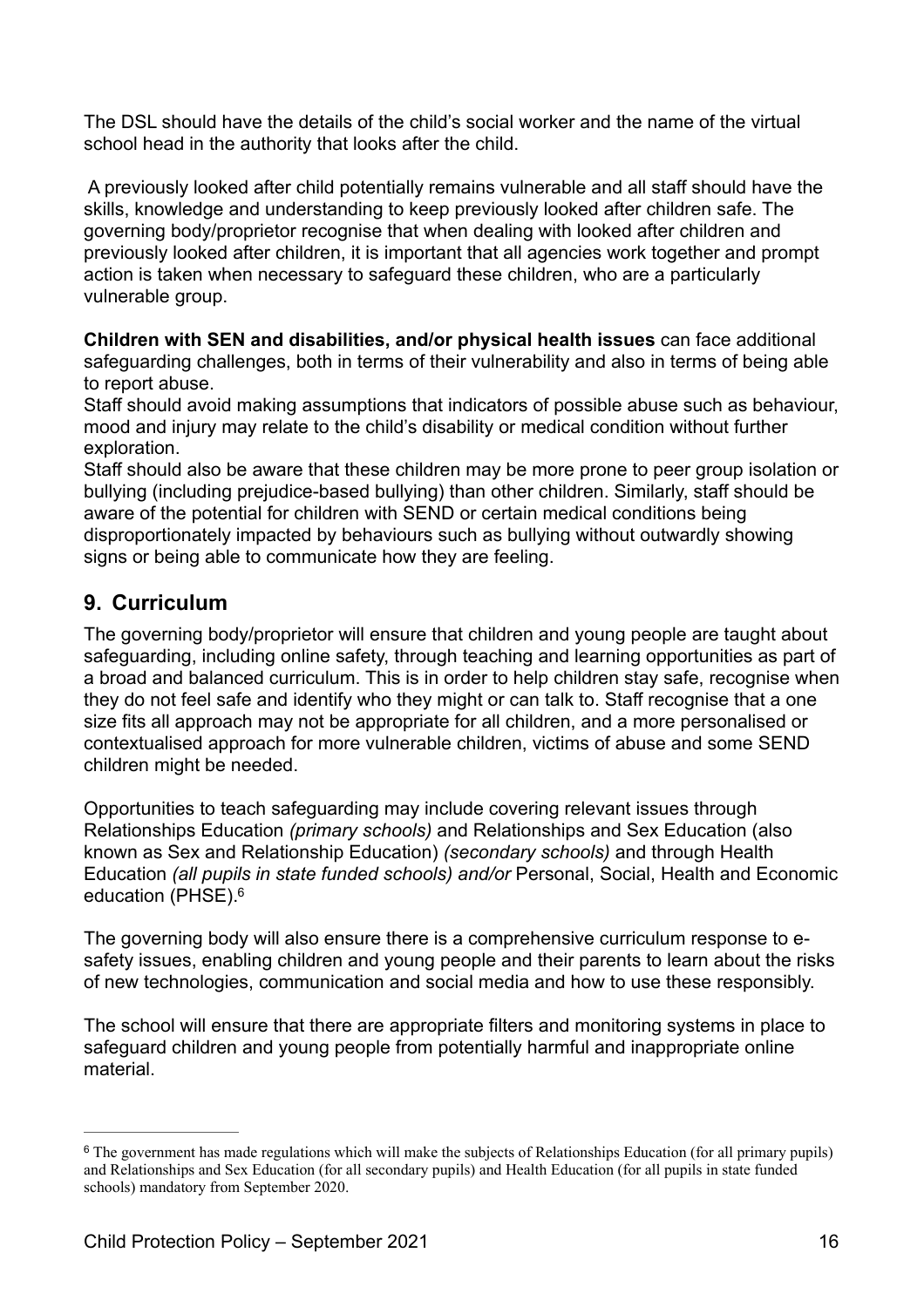The DSL should have the details of the child's social worker and the name of the virtual school head in the authority that looks after the child.

A previously looked after child potentially remains vulnerable and all staff should have the skills, knowledge and understanding to keep previously looked after children safe. The governing body/proprietor recognise that when dealing with looked after children and previously looked after children, it is important that all agencies work together and prompt action is taken when necessary to safeguard these children, who are a particularly vulnerable group.

**Children with SEN and disabilities, and/or physical health issues** can face additional safeguarding challenges, both in terms of their vulnerability and also in terms of being able to report abuse.
Staff should avoid making assumptions that indicators of possible abuse such as behaviour, mood and injury may relate to the child's disability or medical condition without further exploration.
Staff should also be aware that these children may be more prone to peer group isolation or bullying (including prejudice-based bullying) than other children. Similarly, staff should be aware of the potential for children with SEND or certain medical conditions being disproportionately impacted by behaviours such as bullying without outwardly showing signs or being able to communicate how they are feeling.

## 9. Curriculum

The governing body/proprietor will ensure that children and young people are taught about safeguarding, including online safety, through teaching and learning opportunities as part of a broad and balanced curriculum. This is in order to help children stay safe, recognise when they do not feel safe and identify who they might or can talk to. Staff recognise that a one size fits all approach may not be appropriate for all children, and a more personalised or contextualised approach for more vulnerable children, victims of abuse and some SEND children might be needed.

Opportunities to teach safeguarding may include covering relevant issues through Relationships Education *(primary schools)* and Relationships and Sex Education (also known as Sex and Relationship Education) *(secondary schools)* and through Health Education *(all pupils in state funded schools) and/or* Personal, Social, Health and Economic education (PHSE).[6]

The governing body will also ensure there is a comprehensive curriculum response to e-safety issues, enabling children and young people and their parents to learn about the risks of new technologies, communication and social media and how to use these responsibly.

The school will ensure that there are appropriate filters and monitoring systems in place to safeguard children and young people from potentially harmful and inappropriate online material.

---

[6] The government has made regulations which will make the subjects of Relationships Education (for all primary pupils) and Relationships and Sex Education (for all secondary pupils) and Health Education (for all pupils in state funded schools) mandatory from September 2020.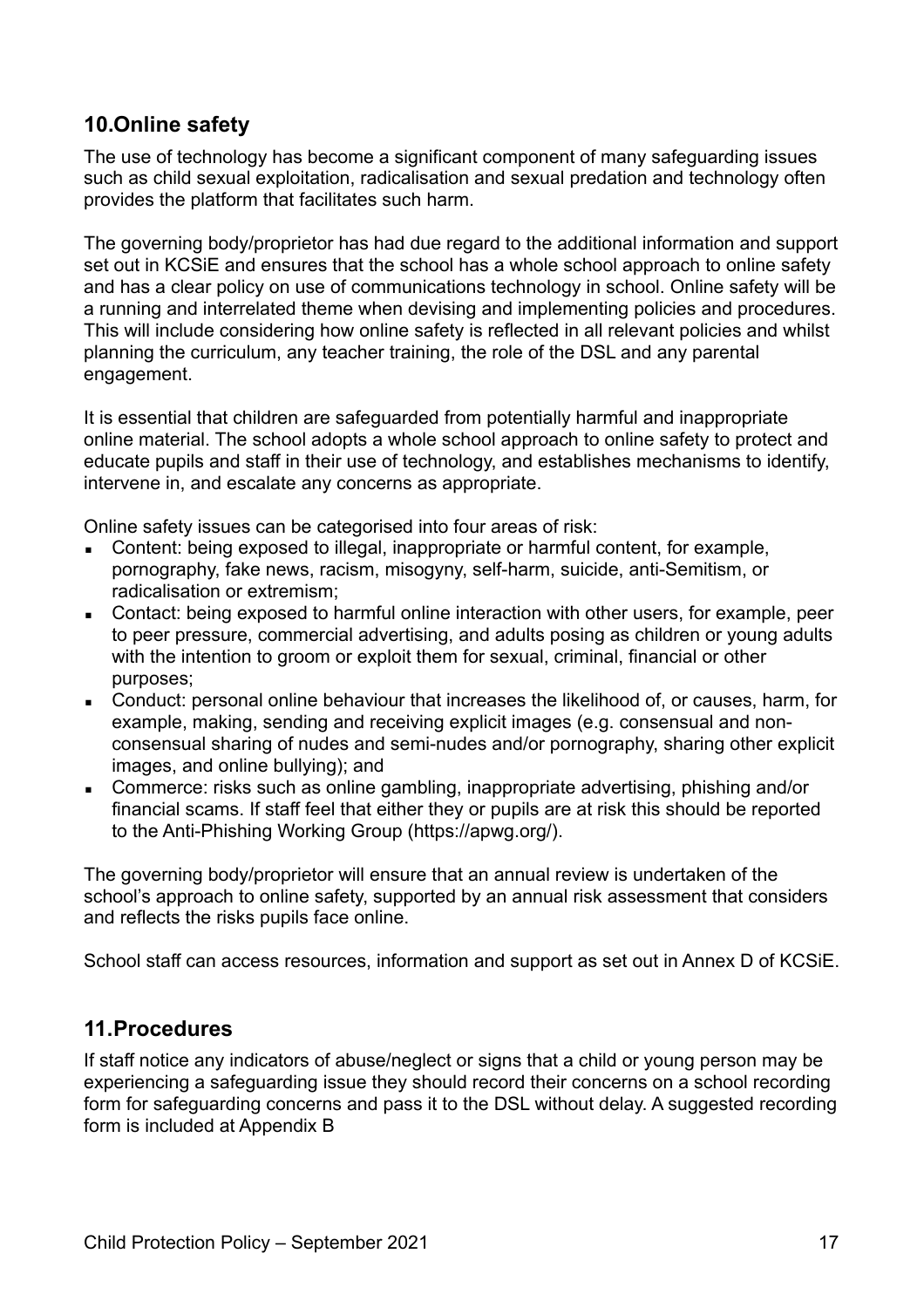## 10. Online safety

The use of technology has become a significant component of many safeguarding issues such as child sexual exploitation, radicalisation and sexual predation and technology often provides the platform that facilitates such harm.

The governing body/proprietor has had due regard to the additional information and support set out in KCSiE and ensures that the school has a whole school approach to online safety and has a clear policy on use of communications technology in school. Online safety will be a running and interrelated theme when devising and implementing policies and procedures. This will include considering how online safety is reflected in all relevant policies and whilst planning the curriculum, any teacher training, the role of the DSL and any parental engagement.

It is essential that children are safeguarded from potentially harmful and inappropriate online material. The school adopts a whole school approach to online safety to protect and educate pupils and staff in their use of technology, and establishes mechanisms to identify, intervene in, and escalate any concerns as appropriate.

Online safety issues can be categorised into four areas of risk:

- Content: being exposed to illegal, inappropriate or harmful content, for example, pornography, fake news, racism, misogyny, self-harm, suicide, anti-Semitism, or radicalisation or extremism;
- Contact: being exposed to harmful online interaction with other users, for example, peer to peer pressure, commercial advertising, and adults posing as children or young adults with the intention to groom or exploit them for sexual, criminal, financial or other purposes;
- Conduct: personal online behaviour that increases the likelihood of, or causes, harm, for example, making, sending and receiving explicit images (e.g. consensual and non-consensual sharing of nudes and semi-nudes and/or pornography, sharing other explicit images, and online bullying); and
- Commerce: risks such as online gambling, inappropriate advertising, phishing and/or financial scams. If staff feel that either they or pupils are at risk this should be reported to the Anti-Phishing Working Group (https://apwg.org/).

The governing body/proprietor will ensure that an annual review is undertaken of the school's approach to online safety, supported by an annual risk assessment that considers and reflects the risks pupils face online.

School staff can access resources, information and support as set out in Annex D of KCSiE.

## 11. Procedures

If staff notice any indicators of abuse/neglect or signs that a child or young person may be experiencing a safeguarding issue they should record their concerns on a school recording form for safeguarding concerns and pass it to the DSL without delay. A suggested recording form is included at Appendix B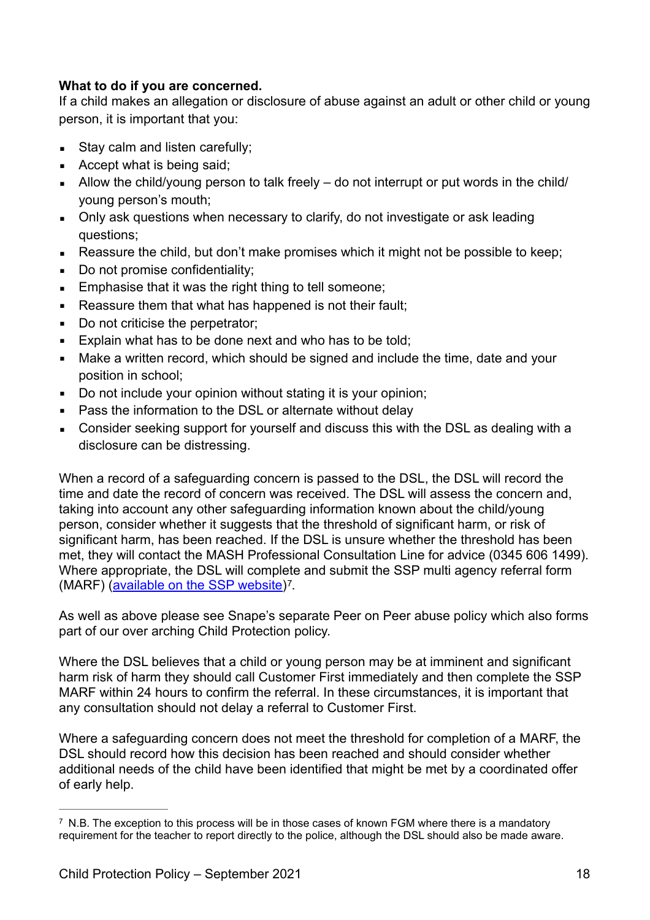**What to do if you are concerned.**

If a child makes an allegation or disclosure of abuse against an adult or other child or young person, it is important that you:

- Stay calm and listen carefully;
- Accept what is being said;
- Allow the child/young person to talk freely – do not interrupt or put words in the child/ young person's mouth;
- Only ask questions when necessary to clarify, do not investigate or ask leading questions;
- Reassure the child, but don't make promises which it might not be possible to keep;
- Do not promise confidentiality;
- Emphasise that it was the right thing to tell someone;
- Reassure them that what has happened is not their fault;
- Do not criticise the perpetrator;
- Explain what has to be done next and who has to be told;
- Make a written record, which should be signed and include the time, date and your position in school;
- Do not include your opinion without stating it is your opinion;
- Pass the information to the DSL or alternate without delay
- Consider seeking support for yourself and discuss this with the DSL as dealing with a disclosure can be distressing.

When a record of a safeguarding concern is passed to the DSL, the DSL will record the time and date the record of concern was received. The DSL will assess the concern and, taking into account any other safeguarding information known about the child/young person, consider whether it suggests that the threshold of significant harm, or risk of significant harm, has been reached. If the DSL is unsure whether the threshold has been met, they will contact the MASH Professional Consultation Line for advice (0345 606 1499). Where appropriate, the DSL will complete and submit the SSP multi agency referral form (MARF) (available on the SSP website)[7].

As well as above please see Snape's separate Peer on Peer abuse policy which also forms part of our over arching Child Protection policy.

Where the DSL believes that a child or young person may be at imminent and significant harm risk of harm they should call Customer First immediately and then complete the SSP MARF within 24 hours to confirm the referral. In these circumstances, it is important that any consultation should not delay a referral to Customer First.

Where a safeguarding concern does not meet the threshold for completion of a MARF, the DSL should record how this decision has been reached and should consider whether additional needs of the child have been identified that might be met by a coordinated offer of early help.

---

[7] N.B. The exception to this process will be in those cases of known FGM where there is a mandatory requirement for the teacher to report directly to the police, although the DSL should also be made aware.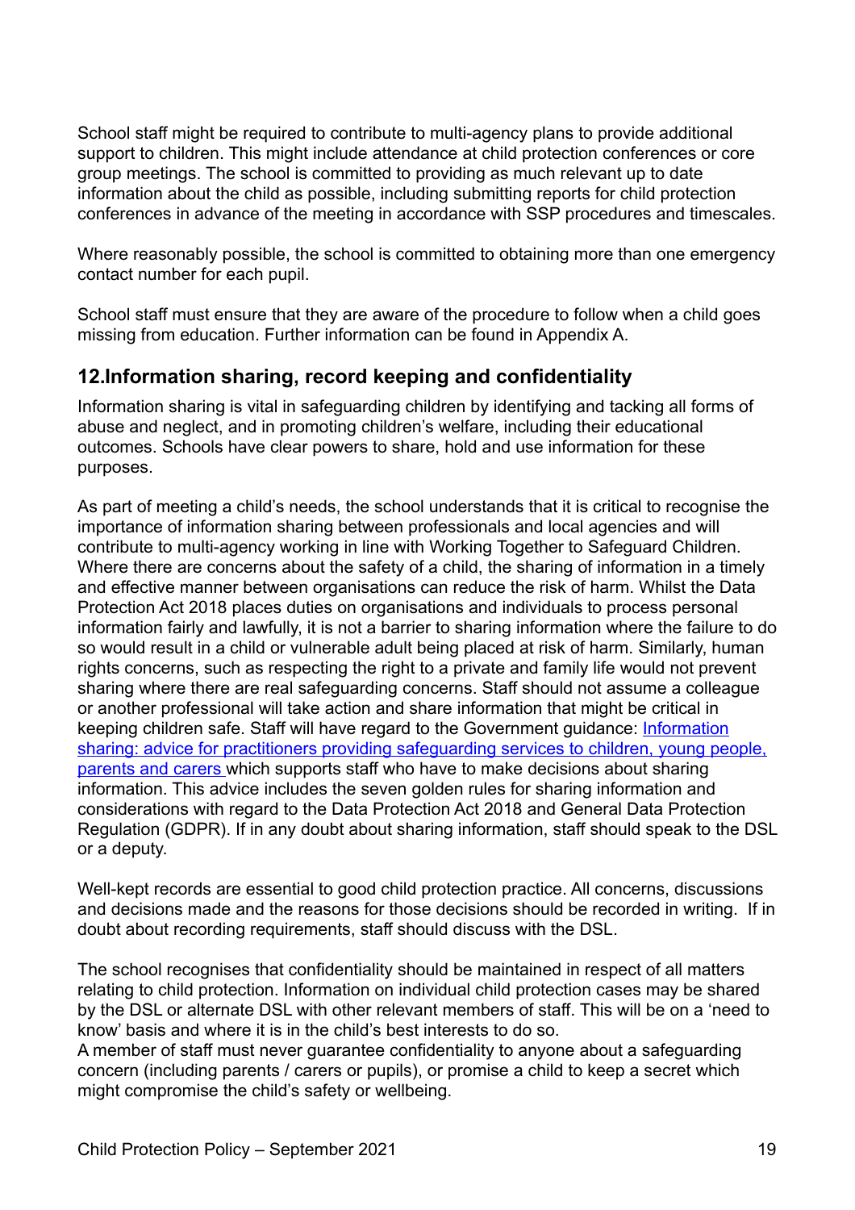School staff might be required to contribute to multi-agency plans to provide additional support to children. This might include attendance at child protection conferences or core group meetings. The school is committed to providing as much relevant up to date information about the child as possible, including submitting reports for child protection conferences in advance of the meeting in accordance with SSP procedures and timescales.

Where reasonably possible, the school is committed to obtaining more than one emergency contact number for each pupil.

School staff must ensure that they are aware of the procedure to follow when a child goes missing from education. Further information can be found in Appendix A.

## 12.Information sharing, record keeping and confidentiality

Information sharing is vital in safeguarding children by identifying and tacking all forms of abuse and neglect, and in promoting children's welfare, including their educational outcomes. Schools have clear powers to share, hold and use information for these purposes.

As part of meeting a child's needs, the school understands that it is critical to recognise the importance of information sharing between professionals and local agencies and will contribute to multi-agency working in line with Working Together to Safeguard Children. Where there are concerns about the safety of a child, the sharing of information in a timely and effective manner between organisations can reduce the risk of harm. Whilst the Data Protection Act 2018 places duties on organisations and individuals to process personal information fairly and lawfully, it is not a barrier to sharing information where the failure to do so would result in a child or vulnerable adult being placed at risk of harm. Similarly, human rights concerns, such as respecting the right to a private and family life would not prevent sharing where there are real safeguarding concerns. Staff should not assume a colleague or another professional will take action and share information that might be critical in keeping children safe. Staff will have regard to the Government guidance: Information sharing: advice for practitioners providing safeguarding services to children, young people, parents and carers which supports staff who have to make decisions about sharing information. This advice includes the seven golden rules for sharing information and considerations with regard to the Data Protection Act 2018 and General Data Protection Regulation (GDPR). If in any doubt about sharing information, staff should speak to the DSL or a deputy.

Well-kept records are essential to good child protection practice. All concerns, discussions and decisions made and the reasons for those decisions should be recorded in writing. If in doubt about recording requirements, staff should discuss with the DSL.

The school recognises that confidentiality should be maintained in respect of all matters relating to child protection. Information on individual child protection cases may be shared by the DSL or alternate DSL with other relevant members of staff. This will be on a 'need to know' basis and where it is in the child's best interests to do so.
A member of staff must never guarantee confidentiality to anyone about a safeguarding concern (including parents / carers or pupils), or promise a child to keep a secret which might compromise the child's safety or wellbeing.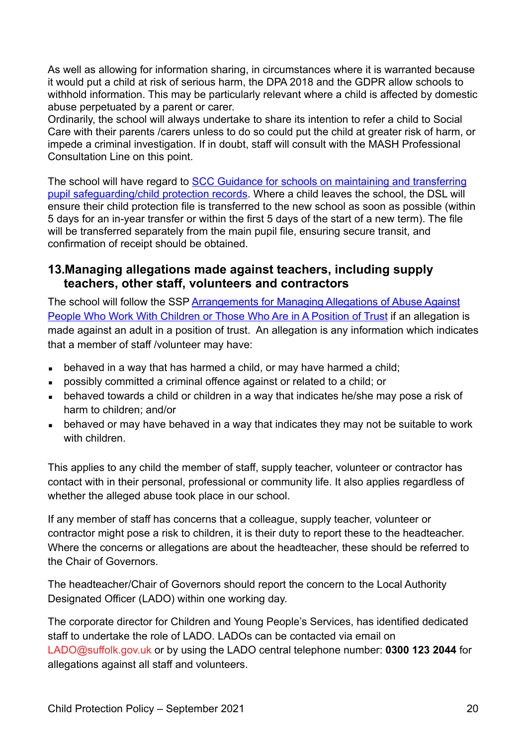As well as allowing for information sharing, in circumstances where it is warranted because it would put a child at risk of serious harm, the DPA 2018 and the GDPR allow schools to withhold information. This may be particularly relevant where a child is affected by domestic abuse perpetuated by a parent or carer.
Ordinarily, the school will always undertake to share its intention to refer a child to Social Care with their parents /carers unless to do so could put the child at greater risk of harm, or impede a criminal investigation. If in doubt, staff will consult with the MASH Professional Consultation Line on this point.

The school will have regard to SCC Guidance for schools on maintaining and transferring pupil safeguarding/child protection records. Where a child leaves the school, the DSL will ensure their child protection file is transferred to the new school as soon as possible (within 5 days for an in-year transfer or within the first 5 days of the start of a new term). The file will be transferred separately from the main pupil file, ensuring secure transit, and confirmation of receipt should be obtained.

## 13. Managing allegations made against teachers, including supply teachers, other staff, volunteers and contractors

The school will follow the SSP Arrangements for Managing Allegations of Abuse Against People Who Work With Children or Those Who Are in A Position of Trust if an allegation is made against an adult in a position of trust. An allegation is any information which indicates that a member of staff /volunteer may have:

- behaved in a way that has harmed a child, or may have harmed a child;
- possibly committed a criminal offence against or related to a child; or
- behaved towards a child or children in a way that indicates he/she may pose a risk of harm to children; and/or
- behaved or may have behaved in a way that indicates they may not be suitable to work with children.

This applies to any child the member of staff, supply teacher, volunteer or contractor has contact with in their personal, professional or community life. It also applies regardless of whether the alleged abuse took place in our school.

If any member of staff has concerns that a colleague, supply teacher, volunteer or contractor might pose a risk to children, it is their duty to report these to the headteacher. Where the concerns or allegations are about the headteacher, these should be referred to the Chair of Governors.

The headteacher/Chair of Governors should report the concern to the Local Authority Designated Officer (LADO) within one working day.

The corporate director for Children and Young People's Services, has identified dedicated staff to undertake the role of LADO. LADOs can be contacted via email on LADO@suffolk.gov.uk or by using the LADO central telephone number: **0300 123 2044** for allegations against all staff and volunteers.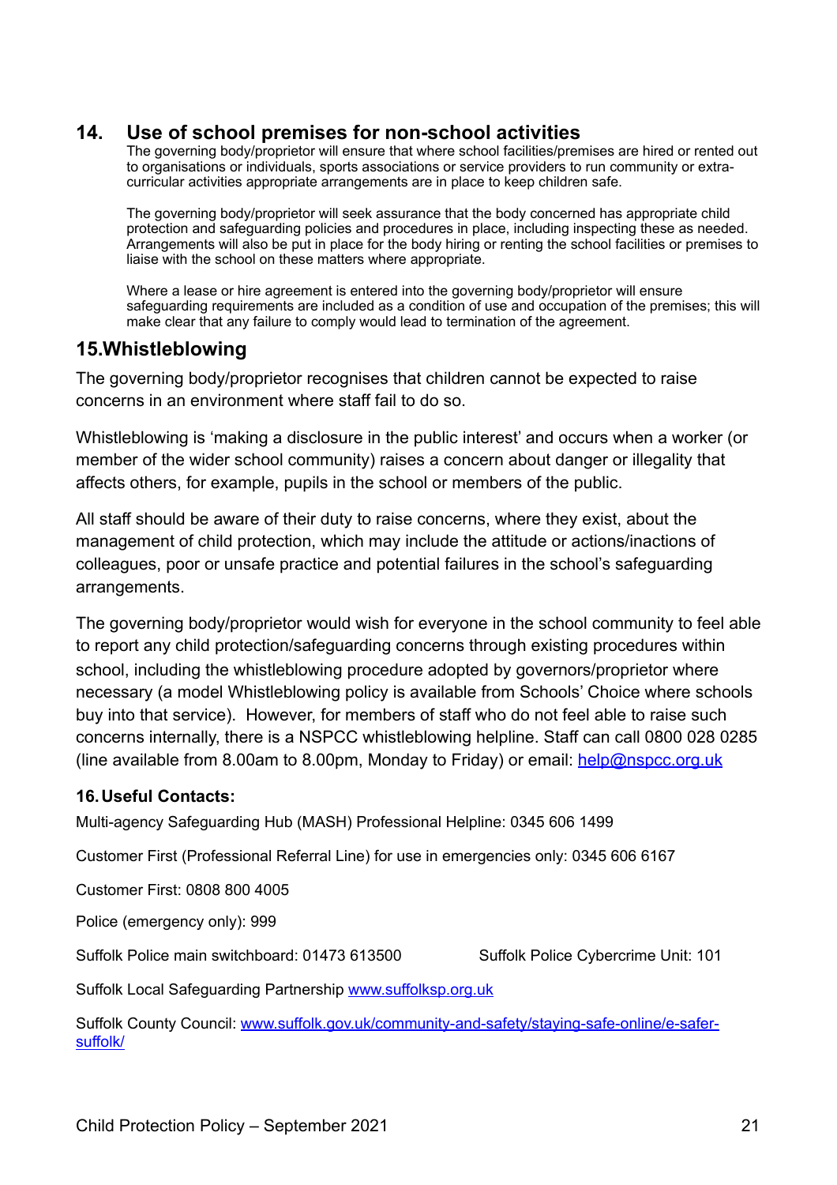## 14. Use of school premises for non-school activities

The governing body/proprietor will ensure that where school facilities/premises are hired or rented out to organisations or individuals, sports associations or service providers to run community or extra-curricular activities appropriate arrangements are in place to keep children safe.

The governing body/proprietor will seek assurance that the body concerned has appropriate child protection and safeguarding policies and procedures in place, including inspecting these as needed. Arrangements will also be put in place for the body hiring or renting the school facilities or premises to liaise with the school on these matters where appropriate.

Where a lease or hire agreement is entered into the governing body/proprietor will ensure safeguarding requirements are included as a condition of use and occupation of the premises; this will make clear that any failure to comply would lead to termination of the agreement.

## 15.Whistleblowing

The governing body/proprietor recognises that children cannot be expected to raise concerns in an environment where staff fail to do so.

Whistleblowing is 'making a disclosure in the public interest' and occurs when a worker (or member of the wider school community) raises a concern about danger or illegality that affects others, for example, pupils in the school or members of the public.

All staff should be aware of their duty to raise concerns, where they exist, about the management of child protection, which may include the attitude or actions/inactions of colleagues, poor or unsafe practice and potential failures in the school's safeguarding arrangements.

The governing body/proprietor would wish for everyone in the school community to feel able to report any child protection/safeguarding concerns through existing procedures within school, including the whistleblowing procedure adopted by governors/proprietor where necessary (a model Whistleblowing policy is available from Schools' Choice where schools buy into that service). However, for members of staff who do not feel able to raise such concerns internally, there is a NSPCC whistleblowing helpline. Staff can call 0800 028 0285 (line available from 8.00am to 8.00pm, Monday to Friday) or email: [help@nspcc.org.uk](mailto:help@nspcc.org.uk)

### 16. Useful Contacts:

Multi-agency Safeguarding Hub (MASH) Professional Helpline: 0345 606 1499

Customer First (Professional Referral Line) for use in emergencies only: 0345 606 6167

Customer First: 0808 800 4005

Police (emergency only): 999

Suffolk Police main switchboard: 01473 613500

Suffolk Police Cybercrime Unit: 101

Suffolk Local Safeguarding Partnership [www.suffolksp.org.uk](http://www.suffolksp.org.uk)

Suffolk County Council: [www.suffolk.gov.uk/community-and-safety/staying-safe-online/e-safer-suffolk/](http://www.suffolk.gov.uk/community-and-safety/staying-safe-online/e-safer-suffolk/)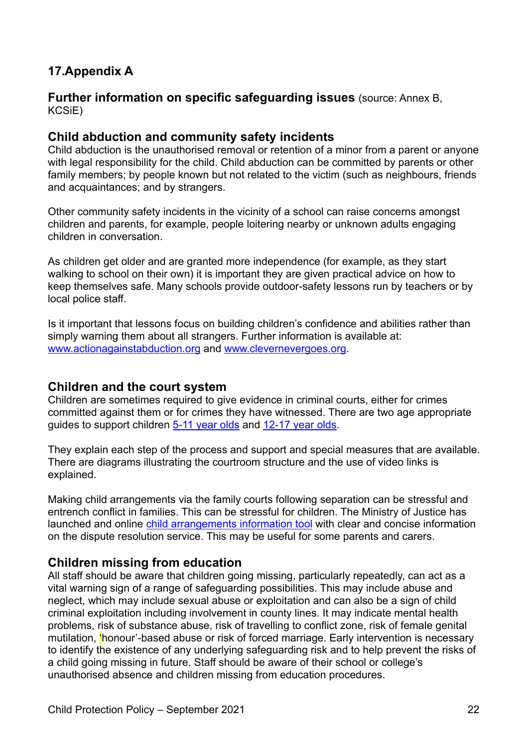## 17. Appendix A

### Further information on specific safeguarding issues (source: Annex B, KCSiE)

### Child abduction and community safety incidents

Child abduction is the unauthorised removal or retention of a minor from a parent or anyone with legal responsibility for the child. Child abduction can be committed by parents or other family members; by people known but not related to the victim (such as neighbours, friends and acquaintances; and by strangers.

Other community safety incidents in the vicinity of a school can raise concerns amongst children and parents, for example, people loitering nearby or unknown adults engaging children in conversation.

As children get older and are granted more independence (for example, as they start walking to school on their own) it is important they are given practical advice on how to keep themselves safe. Many schools provide outdoor-safety lessons run by teachers or by local police staff.

Is it important that lessons focus on building children's confidence and abilities rather than simply warning them about all strangers. Further information is available at: [www.actionagainstabduction.org](http://www.actionagainstabduction.org) and [www.clevernevergoes.org](http://www.clevernevergoes.org).

### Children and the court system

Children are sometimes required to give evidence in criminal courts, either for crimes committed against them or for crimes they have witnessed. There are two age appropriate guides to support children [5-11 year olds]() and [12-17 year olds]().

They explain each step of the process and support and special measures that are available. There are diagrams illustrating the courtroom structure and the use of video links is explained.

Making child arrangements via the family courts following separation can be stressful and entrench conflict in families. This can be stressful for children. The Ministry of Justice has launched and online [child arrangements information tool]() with clear and concise information on the dispute resolution service. This may be useful for some parents and carers.

### Children missing from education

All staff should be aware that children going missing, particularly repeatedly, can act as a vital warning sign of a range of safeguarding possibilities. This may include abuse and neglect, which may include sexual abuse or exploitation and can also be a sign of child criminal exploitation including involvement in county lines. It may indicate mental health problems, risk of substance abuse, risk of travelling to conflict zone, risk of female genital mutilation, 'honour'-based abuse or risk of forced marriage. Early intervention is necessary to identify the existence of any underlying safeguarding risk and to help prevent the risks of a child going missing in future. Staff should be aware of their school or college's unauthorised absence and children missing from education procedures.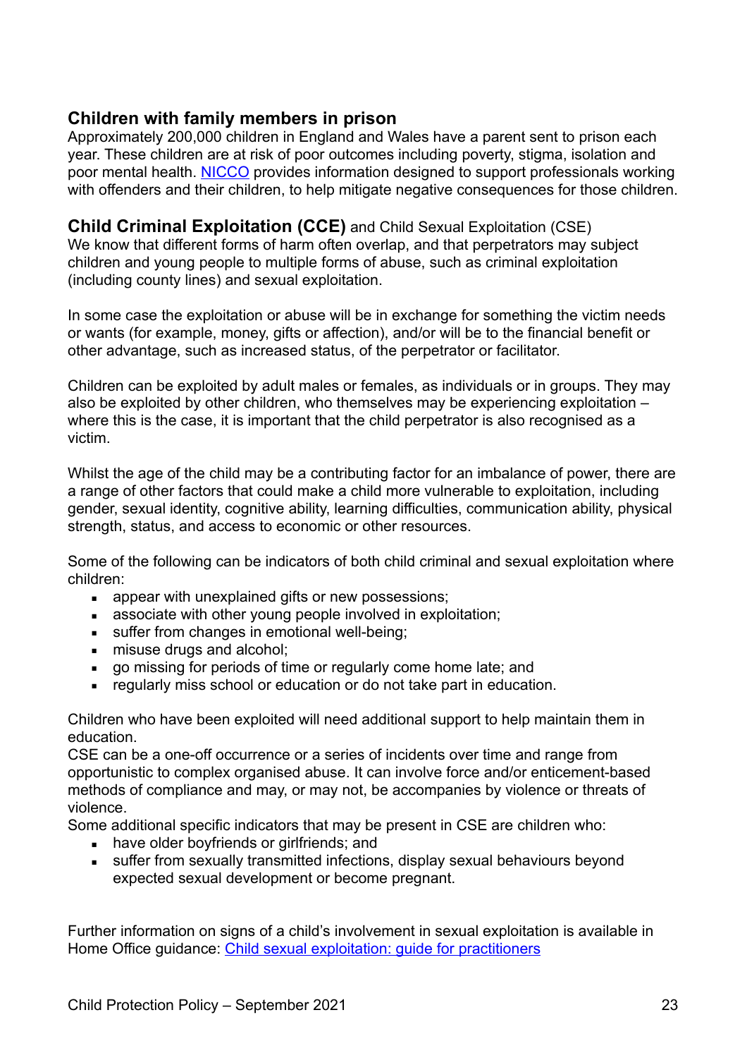## Children with family members in prison

Approximately 200,000 children in England and Wales have a parent sent to prison each year. These children are at risk of poor outcomes including poverty, stigma, isolation and poor mental health. [NICCO](NICCO) provides information designed to support professionals working with offenders and their children, to help mitigate negative consequences for those children.

## **Child Criminal Exploitation (CCE)** and Child Sexual Exploitation (CSE)

We know that different forms of harm often overlap, and that perpetrators may subject children and young people to multiple forms of abuse, such as criminal exploitation (including county lines) and sexual exploitation.

In some case the exploitation or abuse will be in exchange for something the victim needs or wants (for example, money, gifts or affection), and/or will be to the financial benefit or other advantage, such as increased status, of the perpetrator or facilitator.

Children can be exploited by adult males or females, as individuals or in groups. They may also be exploited by other children, who themselves may be experiencing exploitation – where this is the case, it is important that the child perpetrator is also recognised as a victim.

Whilst the age of the child may be a contributing factor for an imbalance of power, there are a range of other factors that could make a child more vulnerable to exploitation, including gender, sexual identity, cognitive ability, learning difficulties, communication ability, physical strength, status, and access to economic or other resources.

Some of the following can be indicators of both child criminal and sexual exploitation where children:

- appear with unexplained gifts or new possessions;
- associate with other young people involved in exploitation;
- suffer from changes in emotional well-being;
- misuse drugs and alcohol;
- go missing for periods of time or regularly come home late; and
- regularly miss school or education or do not take part in education.

Children who have been exploited will need additional support to help maintain them in education.

CSE can be a one-off occurrence or a series of incidents over time and range from opportunistic to complex organised abuse. It can involve force and/or enticement-based methods of compliance and may, or may not, be accompanies by violence or threats of violence.

Some additional specific indicators that may be present in CSE are children who:

- have older boyfriends or girlfriends; and
- suffer from sexually transmitted infections, display sexual behaviours beyond expected sexual development or become pregnant.

Further information on signs of a child's involvement in sexual exploitation is available in Home Office guidance: [Child sexual exploitation: guide for practitioners](Child sexual exploitation: guide for practitioners)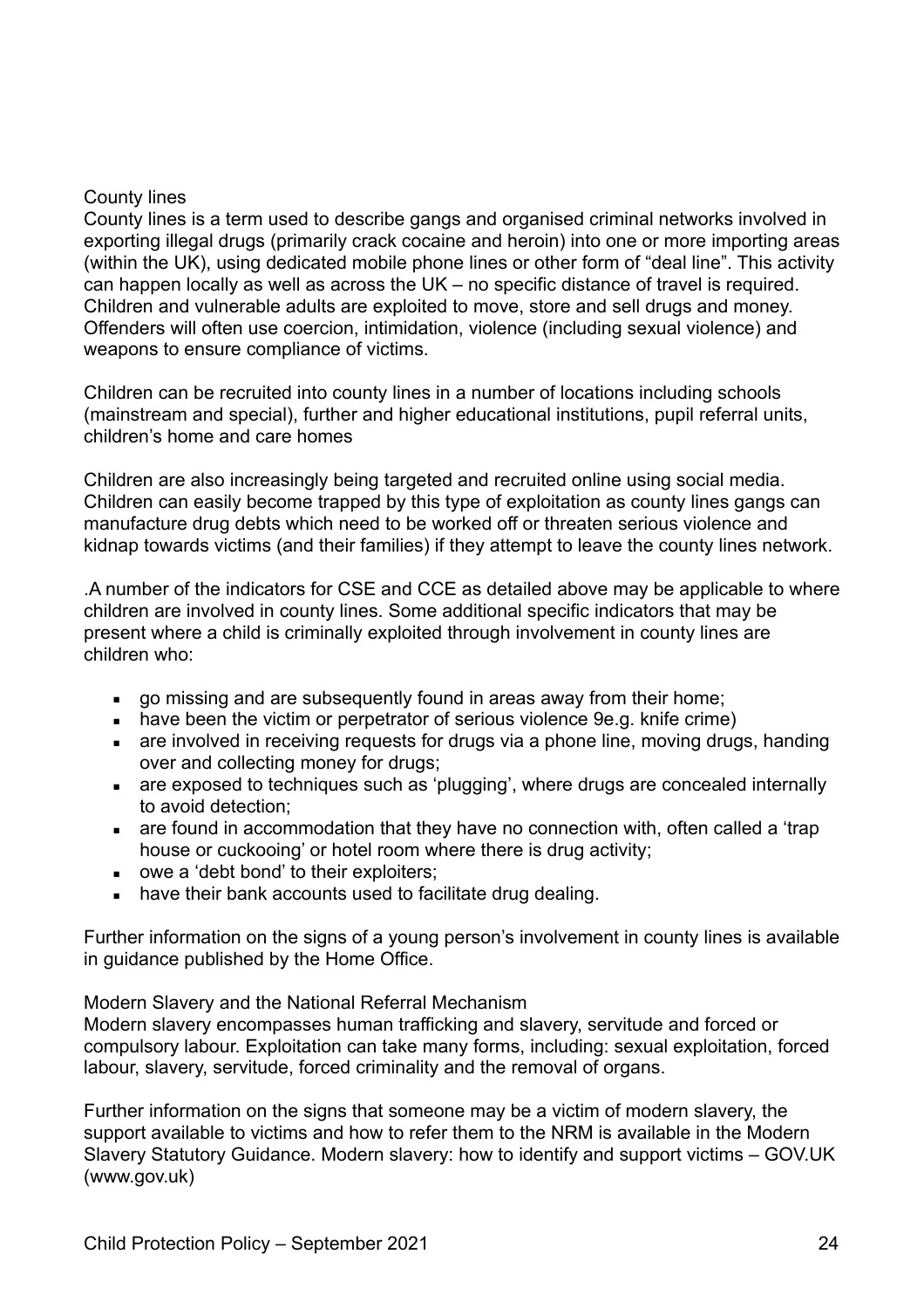## County lines

County lines is a term used to describe gangs and organised criminal networks involved in exporting illegal drugs (primarily crack cocaine and heroin) into one or more importing areas (within the UK), using dedicated mobile phone lines or other form of "deal line". This activity can happen locally as well as across the UK – no specific distance of travel is required. Children and vulnerable adults are exploited to move, store and sell drugs and money. Offenders will often use coercion, intimidation, violence (including sexual violence) and weapons to ensure compliance of victims.

Children can be recruited into county lines in a number of locations including schools (mainstream and special), further and higher educational institutions, pupil referral units, children's home and care homes

Children are also increasingly being targeted and recruited online using social media. Children can easily become trapped by this type of exploitation as county lines gangs can manufacture drug debts which need to be worked off or threaten serious violence and kidnap towards victims (and their families) if they attempt to leave the county lines network.

.A number of the indicators for CSE and CCE as detailed above may be applicable to where children are involved in county lines. Some additional specific indicators that may be present where a child is criminally exploited through involvement in county lines are children who:

- go missing and are subsequently found in areas away from their home;
- have been the victim or perpetrator of serious violence 9e.g. knife crime)
- are involved in receiving requests for drugs via a phone line, moving drugs, handing over and collecting money for drugs;
- are exposed to techniques such as 'plugging', where drugs are concealed internally to avoid detection;
- are found in accommodation that they have no connection with, often called a 'trap house or cuckooing' or hotel room where there is drug activity;
- owe a 'debt bond' to their exploiters;
- have their bank accounts used to facilitate drug dealing.

Further information on the signs of a young person's involvement in county lines is available in guidance published by the Home Office.

## Modern Slavery and the National Referral Mechanism

Modern slavery encompasses human trafficking and slavery, servitude and forced or compulsory labour. Exploitation can take many forms, including: sexual exploitation, forced labour, slavery, servitude, forced criminality and the removal of organs.

Further information on the signs that someone may be a victim of modern slavery, the support available to victims and how to refer them to the NRM is available in the Modern Slavery Statutory Guidance. Modern slavery: how to identify and support victims – GOV.UK (www.gov.uk)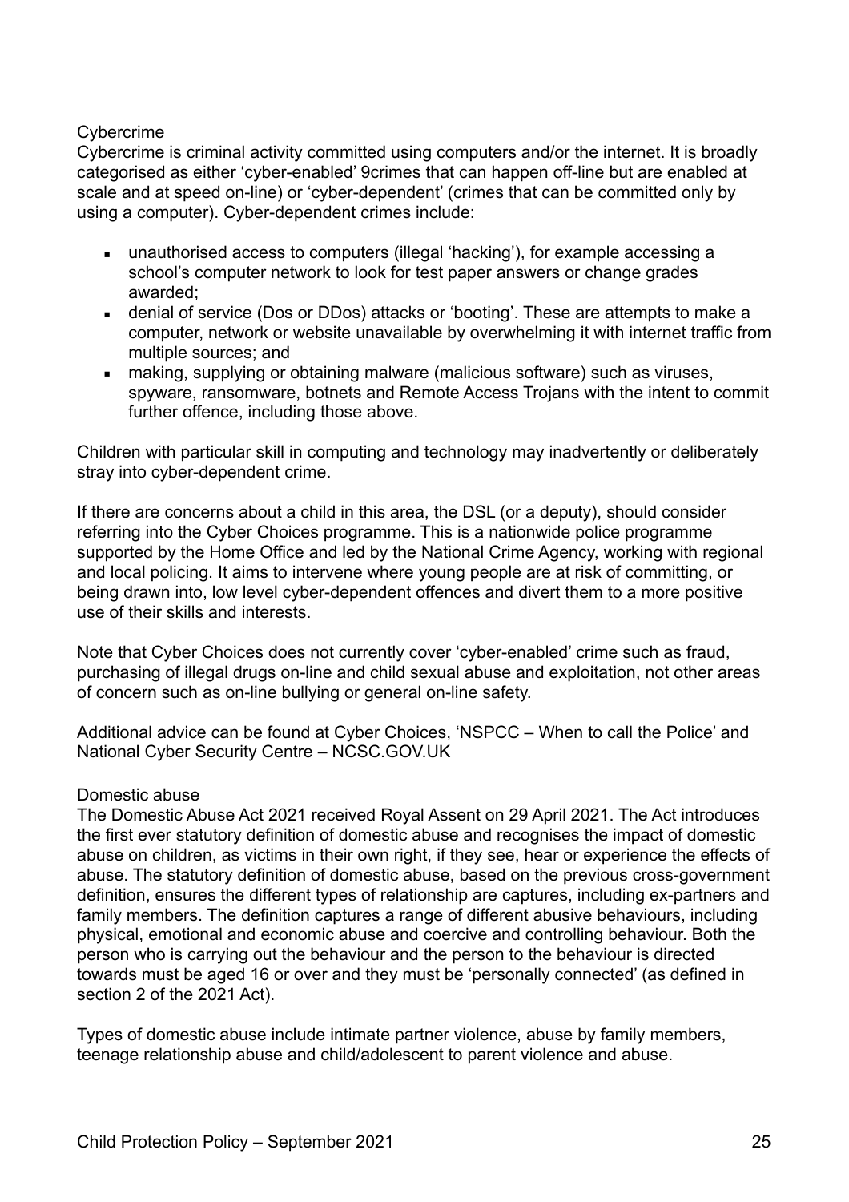## Cybercrime

Cybercrime is criminal activity committed using computers and/or the internet. It is broadly categorised as either 'cyber-enabled' 9crimes that can happen off-line but are enabled at scale and at speed on-line) or 'cyber-dependent' (crimes that can be committed only by using a computer). Cyber-dependent crimes include:

- unauthorised access to computers (illegal 'hacking'), for example accessing a school's computer network to look for test paper answers or change grades awarded;
- denial of service (Dos or DDos) attacks or 'booting'. These are attempts to make a computer, network or website unavailable by overwhelming it with internet traffic from multiple sources; and
- making, supplying or obtaining malware (malicious software) such as viruses, spyware, ransomware, botnets and Remote Access Trojans with the intent to commit further offence, including those above.

Children with particular skill in computing and technology may inadvertently or deliberately stray into cyber-dependent crime.

If there are concerns about a child in this area, the DSL (or a deputy), should consider referring into the Cyber Choices programme. This is a nationwide police programme supported by the Home Office and led by the National Crime Agency, working with regional and local policing. It aims to intervene where young people are at risk of committing, or being drawn into, low level cyber-dependent offences and divert them to a more positive use of their skills and interests.

Note that Cyber Choices does not currently cover 'cyber-enabled' crime such as fraud, purchasing of illegal drugs on-line and child sexual abuse and exploitation, not other areas of concern such as on-line bullying or general on-line safety.

Additional advice can be found at Cyber Choices, 'NSPCC – When to call the Police' and National Cyber Security Centre – NCSC.GOV.UK

## Domestic abuse

The Domestic Abuse Act 2021 received Royal Assent on 29 April 2021. The Act introduces the first ever statutory definition of domestic abuse and recognises the impact of domestic abuse on children, as victims in their own right, if they see, hear or experience the effects of abuse. The statutory definition of domestic abuse, based on the previous cross-government definition, ensures the different types of relationship are captures, including ex-partners and family members. The definition captures a range of different abusive behaviours, including physical, emotional and economic abuse and coercive and controlling behaviour. Both the person who is carrying out the behaviour and the person to the behaviour is directed towards must be aged 16 or over and they must be 'personally connected' (as defined in section 2 of the 2021 Act).

Types of domestic abuse include intimate partner violence, abuse by family members, teenage relationship abuse and child/adolescent to parent violence and abuse.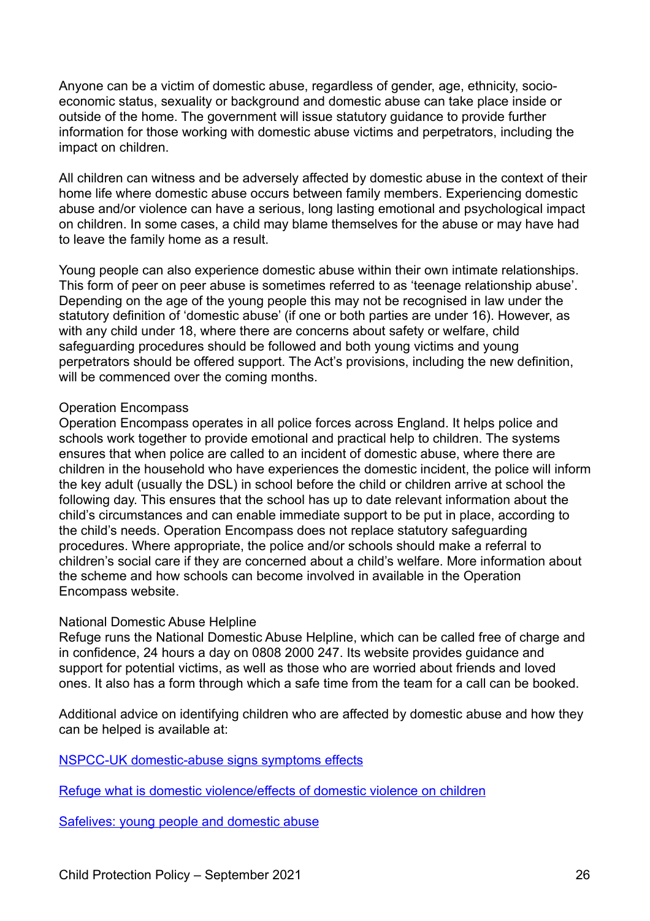Anyone can be a victim of domestic abuse, regardless of gender, age, ethnicity, socio-economic status, sexuality or background and domestic abuse can take place inside or outside of the home. The government will issue statutory guidance to provide further information for those working with domestic abuse victims and perpetrators, including the impact on children.

All children can witness and be adversely affected by domestic abuse in the context of their home life where domestic abuse occurs between family members. Experiencing domestic abuse and/or violence can have a serious, long lasting emotional and psychological impact on children. In some cases, a child may blame themselves for the abuse or may have had to leave the family home as a result.

Young people can also experience domestic abuse within their own intimate relationships. This form of peer on peer abuse is sometimes referred to as 'teenage relationship abuse'. Depending on the age of the young people this may not be recognised in law under the statutory definition of 'domestic abuse' (if one or both parties are under 16). However, as with any child under 18, where there are concerns about safety or welfare, child safeguarding procedures should be followed and both young victims and young perpetrators should be offered support. The Act's provisions, including the new definition, will be commenced over the coming months.

Operation Encompass
Operation Encompass operates in all police forces across England. It helps police and schools work together to provide emotional and practical help to children. The systems ensures that when police are called to an incident of domestic abuse, where there are children in the household who have experiences the domestic incident, the police will inform the key adult (usually the DSL) in school before the child or children arrive at school the following day. This ensures that the school has up to date relevant information about the child's circumstances and can enable immediate support to be put in place, according to the child's needs. Operation Encompass does not replace statutory safeguarding procedures. Where appropriate, the police and/or schools should make a referral to children's social care if they are concerned about a child's welfare. More information about the scheme and how schools can become involved in available in the Operation Encompass website.

National Domestic Abuse Helpline
Refuge runs the National Domestic Abuse Helpline, which can be called free of charge and in confidence, 24 hours a day on 0808 2000 247. Its website provides guidance and support for potential victims, as well as those who are worried about friends and loved ones. It also has a form through which a safe time from the team for a call can be booked.

Additional advice on identifying children who are affected by domestic abuse and how they can be helped is available at:

NSPCC-UK domestic-abuse signs symptoms effects

Refuge what is domestic violence/effects of domestic violence on children

Safelives: young people and domestic abuse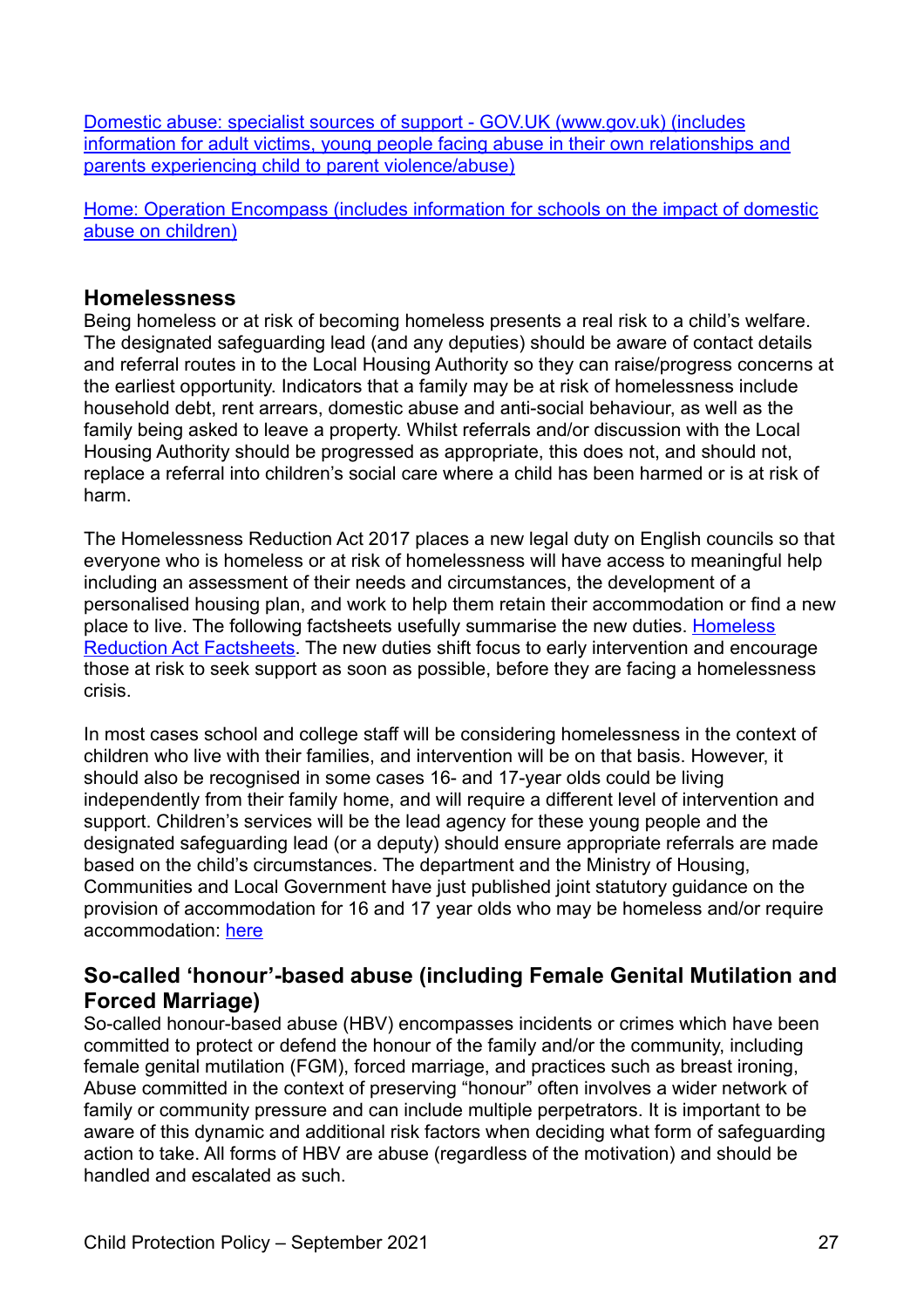[Domestic abuse: specialist sources of support - GOV.UK (www.gov.uk) (includes information for adult victims, young people facing abuse in their own relationships and parents experiencing child to parent violence/abuse)]

[Home: Operation Encompass (includes information for schools on the impact of domestic abuse on children)]

## Homelessness

Being homeless or at risk of becoming homeless presents a real risk to a child's welfare. The designated safeguarding lead (and any deputies) should be aware of contact details and referral routes in to the Local Housing Authority so they can raise/progress concerns at the earliest opportunity. Indicators that a family may be at risk of homelessness include household debt, rent arrears, domestic abuse and anti-social behaviour, as well as the family being asked to leave a property. Whilst referrals and/or discussion with the Local Housing Authority should be progressed as appropriate, this does not, and should not, replace a referral into children's social care where a child has been harmed or is at risk of harm.

The Homelessness Reduction Act 2017 places a new legal duty on English councils so that everyone who is homeless or at risk of homelessness will have access to meaningful help including an assessment of their needs and circumstances, the development of a personalised housing plan, and work to help them retain their accommodation or find a new place to live. The following factsheets usefully summarise the new duties. [Homeless Reduction Act Factsheets]. The new duties shift focus to early intervention and encourage those at risk to seek support as soon as possible, before they are facing a homelessness crisis.

In most cases school and college staff will be considering homelessness in the context of children who live with their families, and intervention will be on that basis. However, it should also be recognised in some cases 16- and 17-year olds could be living independently from their family home, and will require a different level of intervention and support. Children's services will be the lead agency for these young people and the designated safeguarding lead (or a deputy) should ensure appropriate referrals are made based on the child's circumstances. The department and the Ministry of Housing, Communities and Local Government have just published joint statutory guidance on the provision of accommodation for 16 and 17 year olds who may be homeless and/or require accommodation: [here]

## So-called 'honour'-based abuse (including Female Genital Mutilation and Forced Marriage)

So-called honour-based abuse (HBV) encompasses incidents or crimes which have been committed to protect or defend the honour of the family and/or the community, including female genital mutilation (FGM), forced marriage, and practices such as breast ironing, Abuse committed in the context of preserving "honour" often involves a wider network of family or community pressure and can include multiple perpetrators. It is important to be aware of this dynamic and additional risk factors when deciding what form of safeguarding action to take. All forms of HBV are abuse (regardless of the motivation) and should be handled and escalated as such.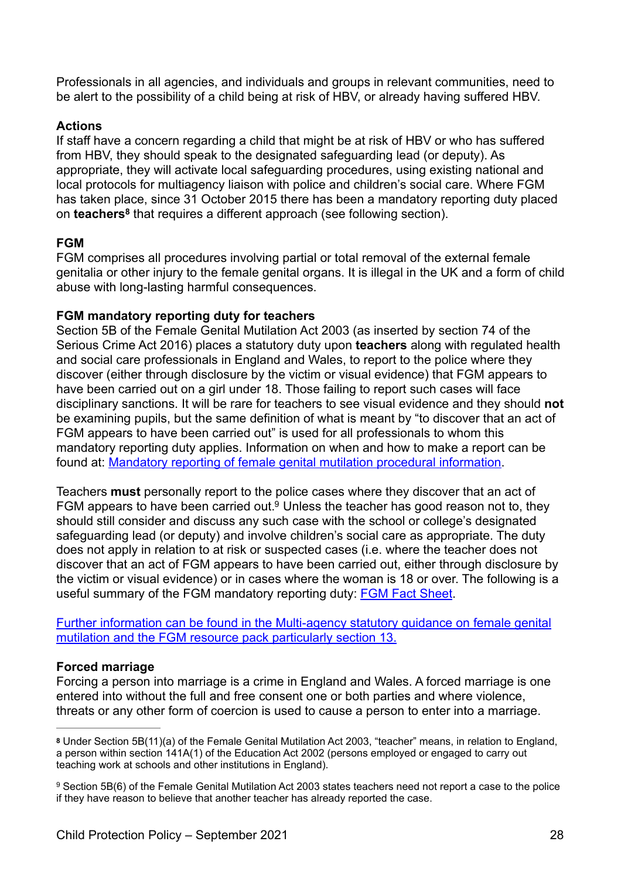Professionals in all agencies, and individuals and groups in relevant communities, need to be alert to the possibility of a child being at risk of HBV, or already having suffered HBV.

**Actions**

If staff have a concern regarding a child that might be at risk of HBV or who has suffered from HBV, they should speak to the designated safeguarding lead (or deputy). As appropriate, they will activate local safeguarding procedures, using existing national and local protocols for multiagency liaison with police and children's social care. Where FGM has taken place, since 31 October 2015 there has been a mandatory reporting duty placed on **teachers**[8] that requires a different approach (see following section).

**FGM**

FGM comprises all procedures involving partial or total removal of the external female genitalia or other injury to the female genital organs. It is illegal in the UK and a form of child abuse with long-lasting harmful consequences.

**FGM mandatory reporting duty for teachers**

Section 5B of the Female Genital Mutilation Act 2003 (as inserted by section 74 of the Serious Crime Act 2016) places a statutory duty upon **teachers** along with regulated health and social care professionals in England and Wales, to report to the police where they discover (either through disclosure by the victim or visual evidence) that FGM appears to have been carried out on a girl under 18. Those failing to report such cases will face disciplinary sanctions. It will be rare for teachers to see visual evidence and they should **not** be examining pupils, but the same definition of what is meant by "to discover that an act of FGM appears to have been carried out" is used for all professionals to whom this mandatory reporting duty applies. Information on when and how to make a report can be found at: Mandatory reporting of female genital mutilation procedural information.

Teachers **must** personally report to the police cases where they discover that an act of FGM appears to have been carried out.[9] Unless the teacher has good reason not to, they should still consider and discuss any such case with the school or college's designated safeguarding lead (or deputy) and involve children's social care as appropriate. The duty does not apply in relation to at risk or suspected cases (i.e. where the teacher does not discover that an act of FGM appears to have been carried out, either through disclosure by the victim or visual evidence) or in cases where the woman is 18 or over. The following is a useful summary of the FGM mandatory reporting duty: FGM Fact Sheet.

Further information can be found in the Multi-agency statutory guidance on female genital mutilation and the FGM resource pack particularly section 13.

**Forced marriage**

Forcing a person into marriage is a crime in England and Wales. A forced marriage is one entered into without the full and free consent one or both parties and where violence, threats or any other form of coercion is used to cause a person to enter into a marriage.

---

[8] Under Section 5B(11)(a) of the Female Genital Mutilation Act 2003, "teacher" means, in relation to England, a person within section 141A(1) of the Education Act 2002 (persons employed or engaged to carry out teaching work at schools and other institutions in England).

[9] Section 5B(6) of the Female Genital Mutilation Act 2003 states teachers need not report a case to the police if they have reason to believe that another teacher has already reported the case.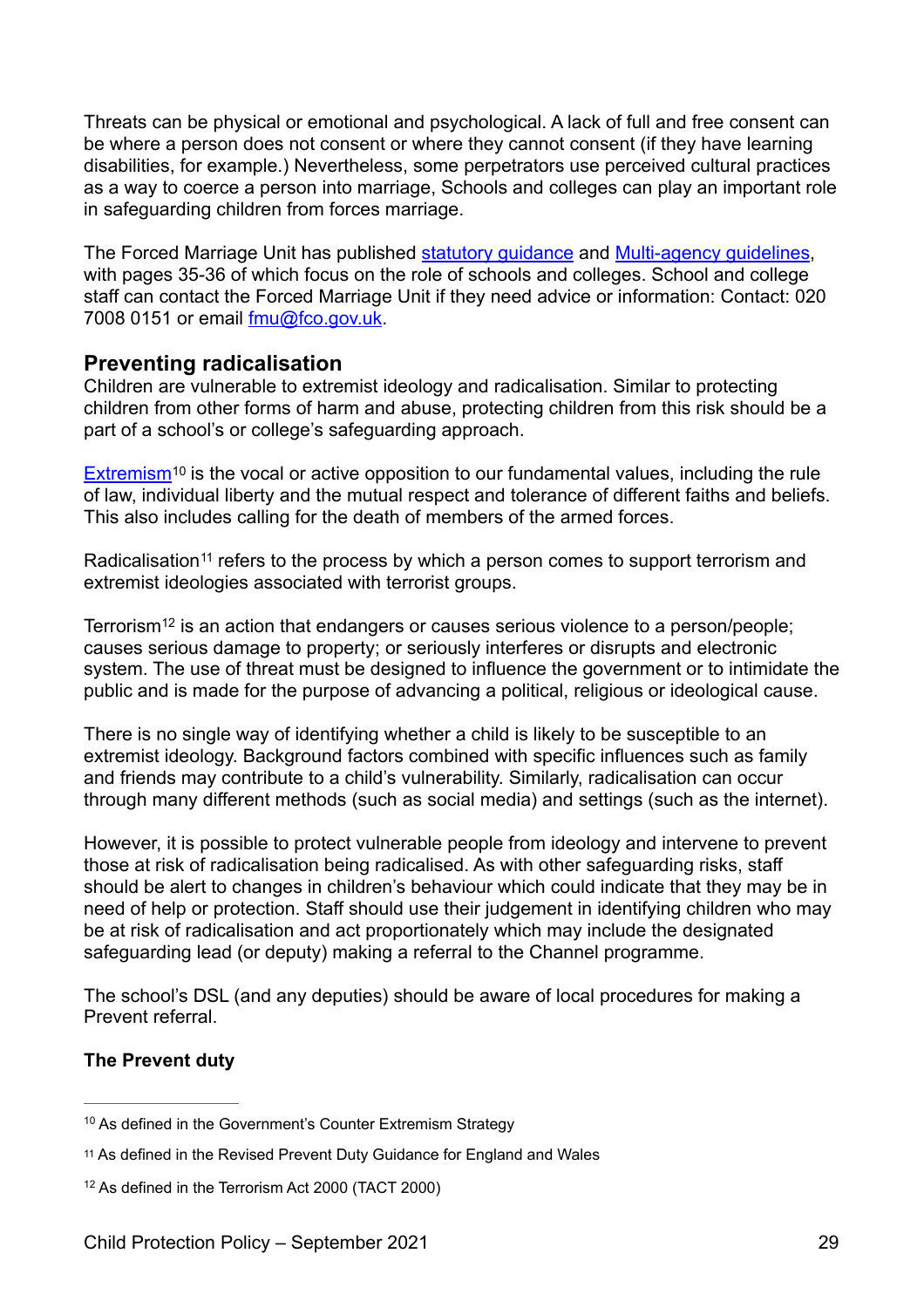Threats can be physical or emotional and psychological. A lack of full and free consent can be where a person does not consent or where they cannot consent (if they have learning disabilities, for example.) Nevertheless, some perpetrators use perceived cultural practices as a way to coerce a person into marriage, Schools and colleges can play an important role in safeguarding children from forces marriage.

The Forced Marriage Unit has published statutory guidance and Multi-agency guidelines, with pages 35-36 of which focus on the role of schools and colleges. School and college staff can contact the Forced Marriage Unit if they need advice or information: Contact: 020 7008 0151 or email fmu@fco.gov.uk.

## Preventing radicalisation

Children are vulnerable to extremist ideology and radicalisation. Similar to protecting children from other forms of harm and abuse, protecting children from this risk should be a part of a school's or college's safeguarding approach.

Extremism[10] is the vocal or active opposition to our fundamental values, including the rule of law, individual liberty and the mutual respect and tolerance of different faiths and beliefs. This also includes calling for the death of members of the armed forces.

Radicalisation[11] refers to the process by which a person comes to support terrorism and extremist ideologies associated with terrorist groups.

Terrorism[12] is an action that endangers or causes serious violence to a person/people; causes serious damage to property; or seriously interferes or disrupts and electronic system. The use of threat must be designed to influence the government or to intimidate the public and is made for the purpose of advancing a political, religious or ideological cause.

There is no single way of identifying whether a child is likely to be susceptible to an extremist ideology. Background factors combined with specific influences such as family and friends may contribute to a child's vulnerability. Similarly, radicalisation can occur through many different methods (such as social media) and settings (such as the internet).

However, it is possible to protect vulnerable people from ideology and intervene to prevent those at risk of radicalisation being radicalised. As with other safeguarding risks, staff should be alert to changes in children's behaviour which could indicate that they may be in need of help or protection. Staff should use their judgement in identifying children who may be at risk of radicalisation and act proportionately which may include the designated safeguarding lead (or deputy) making a referral to the Channel programme.

The school's DSL (and any deputies) should be aware of local procedures for making a Prevent referral.

**The Prevent duty**

---

[10] As defined in the Government's Counter Extremism Strategy

[11] As defined in the Revised Prevent Duty Guidance for England and Wales

[12] As defined in the Terrorism Act 2000 (TACT 2000)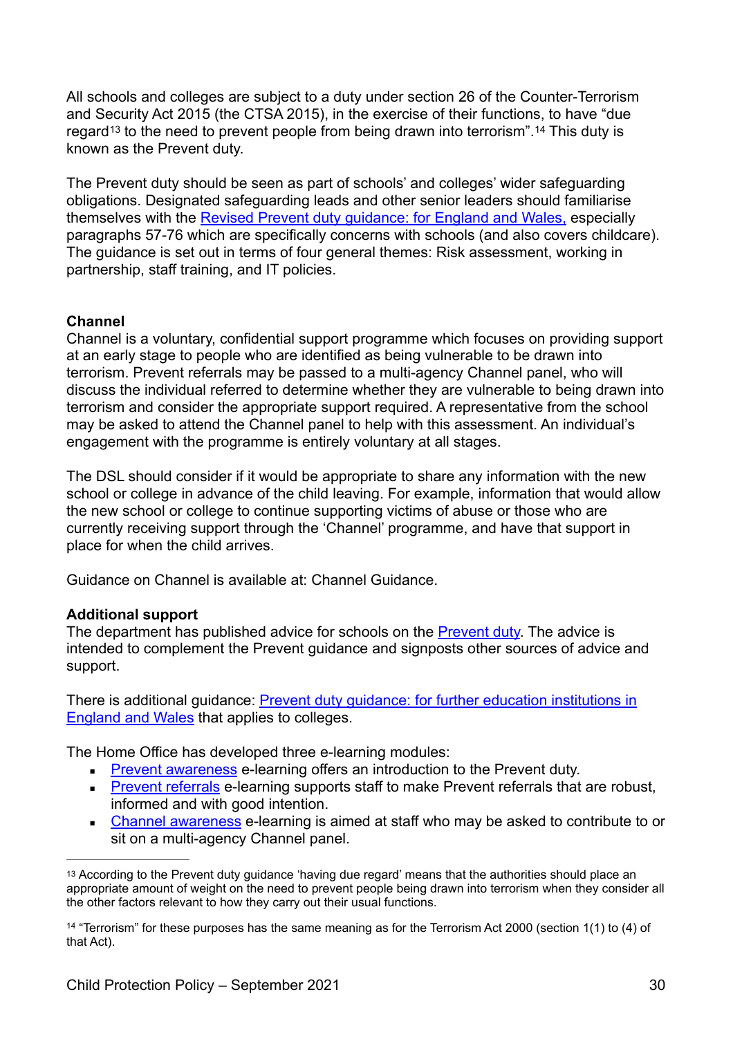All schools and colleges are subject to a duty under section 26 of the Counter-Terrorism and Security Act 2015 (the CTSA 2015), in the exercise of their functions, to have "due regard[13] to the need to prevent people from being drawn into terrorism".[14] This duty is known as the Prevent duty.

The Prevent duty should be seen as part of schools' and colleges' wider safeguarding obligations. Designated safeguarding leads and other senior leaders should familiarise themselves with the Revised Prevent duty guidance: for England and Wales, especially paragraphs 57-76 which are specifically concerns with schools (and also covers childcare). The guidance is set out in terms of four general themes: Risk assessment, working in partnership, staff training, and IT policies.

**Channel**

Channel is a voluntary, confidential support programme which focuses on providing support at an early stage to people who are identified as being vulnerable to be drawn into terrorism. Prevent referrals may be passed to a multi-agency Channel panel, who will discuss the individual referred to determine whether they are vulnerable to being drawn into terrorism and consider the appropriate support required. A representative from the school may be asked to attend the Channel panel to help with this assessment. An individual's engagement with the programme is entirely voluntary at all stages.

The DSL should consider if it would be appropriate to share any information with the new school or college in advance of the child leaving. For example, information that would allow the new school or college to continue supporting victims of abuse or those who are currently receiving support through the 'Channel' programme, and have that support in place for when the child arrives.

Guidance on Channel is available at: Channel Guidance.

**Additional support**

The department has published advice for schools on the Prevent duty. The advice is intended to complement the Prevent guidance and signposts other sources of advice and support.

There is additional guidance: Prevent duty guidance: for further education institutions in England and Wales that applies to colleges.

The Home Office has developed three e-learning modules:

- Prevent awareness e-learning offers an introduction to the Prevent duty.
- Prevent referrals e-learning supports staff to make Prevent referrals that are robust, informed and with good intention.
- Channel awareness e-learning is aimed at staff who may be asked to contribute to or sit on a multi-agency Channel panel.

---

[13] According to the Prevent duty guidance 'having due regard' means that the authorities should place an appropriate amount of weight on the need to prevent people being drawn into terrorism when they consider all the other factors relevant to how they carry out their usual functions.

[14] "Terrorism" for these purposes has the same meaning as for the Terrorism Act 2000 (section 1(1) to (4) of that Act).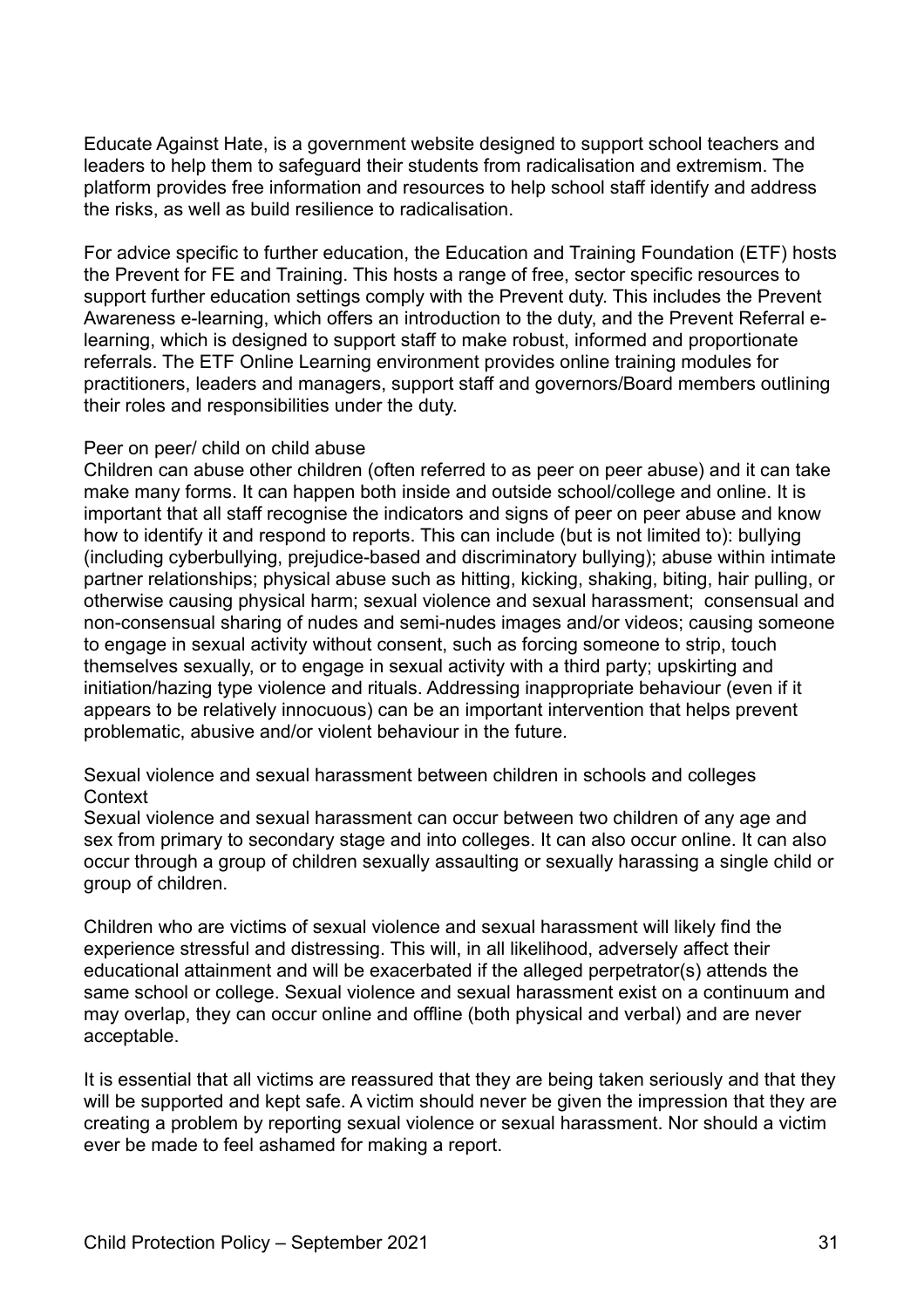Educate Against Hate, is a government website designed to support school teachers and leaders to help them to safeguard their students from radicalisation and extremism. The platform provides free information and resources to help school staff identify and address the risks, as well as build resilience to radicalisation.

For advice specific to further education, the Education and Training Foundation (ETF) hosts the Prevent for FE and Training. This hosts a range of free, sector specific resources to support further education settings comply with the Prevent duty. This includes the Prevent Awareness e-learning, which offers an introduction to the duty, and the Prevent Referral e-learning, which is designed to support staff to make robust, informed and proportionate referrals. The ETF Online Learning environment provides online training modules for practitioners, leaders and managers, support staff and governors/Board members outlining their roles and responsibilities under the duty.

### Peer on peer/ child on child abuse

Children can abuse other children (often referred to as peer on peer abuse) and it can take make many forms. It can happen both inside and outside school/college and online. It is important that all staff recognise the indicators and signs of peer on peer abuse and know how to identify it and respond to reports. This can include (but is not limited to): bullying (including cyberbullying, prejudice-based and discriminatory bullying); abuse within intimate partner relationships; physical abuse such as hitting, kicking, shaking, biting, hair pulling, or otherwise causing physical harm; sexual violence and sexual harassment; consensual and non-consensual sharing of nudes and semi-nudes images and/or videos; causing someone to engage in sexual activity without consent, such as forcing someone to strip, touch themselves sexually, or to engage in sexual activity with a third party; upskirting and initiation/hazing type violence and rituals. Addressing inappropriate behaviour (even if it appears to be relatively innocuous) can be an important intervention that helps prevent problematic, abusive and/or violent behaviour in the future.

### Sexual violence and sexual harassment between children in schools and colleges

#### Context

Sexual violence and sexual harassment can occur between two children of any age and sex from primary to secondary stage and into colleges. It can also occur online. It can also occur through a group of children sexually assaulting or sexually harassing a single child or group of children.

Children who are victims of sexual violence and sexual harassment will likely find the experience stressful and distressing. This will, in all likelihood, adversely affect their educational attainment and will be exacerbated if the alleged perpetrator(s) attends the same school or college. Sexual violence and sexual harassment exist on a continuum and may overlap, they can occur online and offline (both physical and verbal) and are never acceptable.

It is essential that all victims are reassured that they are being taken seriously and that they will be supported and kept safe. A victim should never be given the impression that they are creating a problem by reporting sexual violence or sexual harassment. Nor should a victim ever be made to feel ashamed for making a report.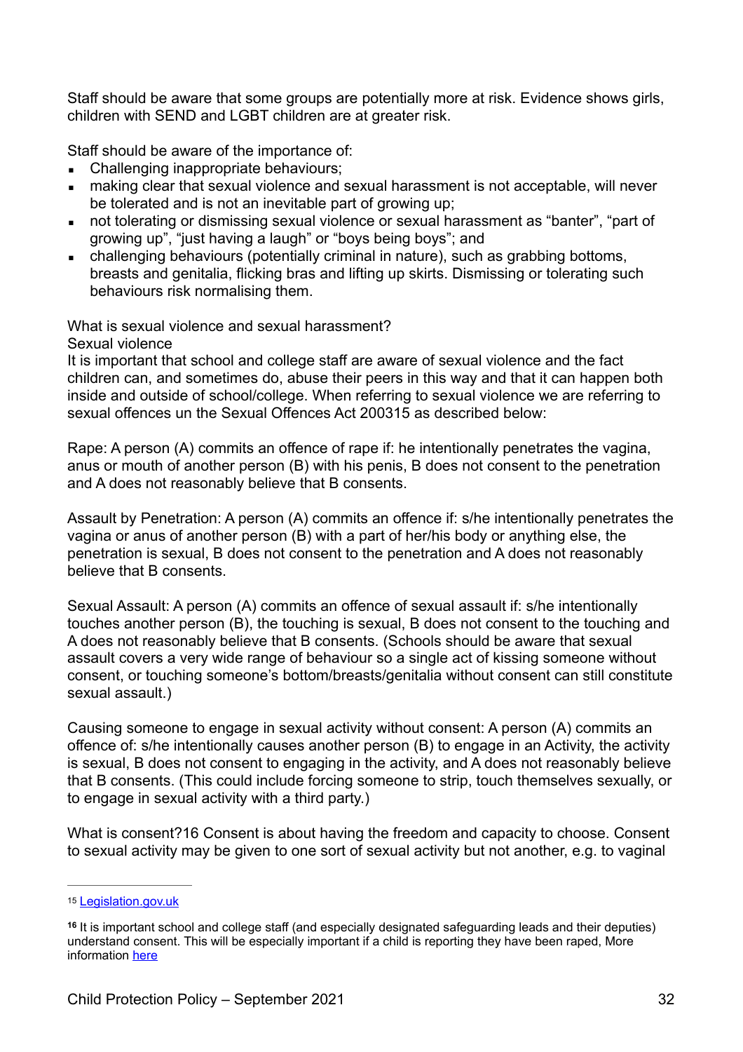Staff should be aware that some groups are potentially more at risk. Evidence shows girls, children with SEND and LGBT children are at greater risk.

Staff should be aware of the importance of:

- Challenging inappropriate behaviours;
- making clear that sexual violence and sexual harassment is not acceptable, will never be tolerated and is not an inevitable part of growing up;
- not tolerating or dismissing sexual violence or sexual harassment as "banter", "part of growing up", "just having a laugh" or "boys being boys"; and
- challenging behaviours (potentially criminal in nature), such as grabbing bottoms, breasts and genitalia, flicking bras and lifting up skirts. Dismissing or tolerating such behaviours risk normalising them.

What is sexual violence and sexual harassment?

Sexual violence

It is important that school and college staff are aware of sexual violence and the fact children can, and sometimes do, abuse their peers in this way and that it can happen both inside and outside of school/college. When referring to sexual violence we are referring to sexual offences un the Sexual Offences Act 2003[15] as described below:

Rape: A person (A) commits an offence of rape if: he intentionally penetrates the vagina, anus or mouth of another person (B) with his penis, B does not consent to the penetration and A does not reasonably believe that B consents.

Assault by Penetration: A person (A) commits an offence if: s/he intentionally penetrates the vagina or anus of another person (B) with a part of her/his body or anything else, the penetration is sexual, B does not consent to the penetration and A does not reasonably believe that B consents.

Sexual Assault: A person (A) commits an offence of sexual assault if: s/he intentionally touches another person (B), the touching is sexual, B does not consent to the touching and A does not reasonably believe that B consents. (Schools should be aware that sexual assault covers a very wide range of behaviour so a single act of kissing someone without consent, or touching someone's bottom/breasts/genitalia without consent can still constitute sexual assault.)

Causing someone to engage in sexual activity without consent: A person (A) commits an offence of: s/he intentionally causes another person (B) to engage in an Activity, the activity is sexual, B does not consent to engaging in the activity, and A does not reasonably believe that B consents. (This could include forcing someone to strip, touch themselves sexually, or to engage in sexual activity with a third party.)

What is consent?[16] Consent is about having the freedom and capacity to choose. Consent to sexual activity may be given to one sort of sexual activity but not another, e.g. to vaginal

---

[15] Legislation.gov.uk

[16] It is important school and college staff (and especially designated safeguarding leads and their deputies) understand consent. This will be especially important if a child is reporting they have been raped, More information here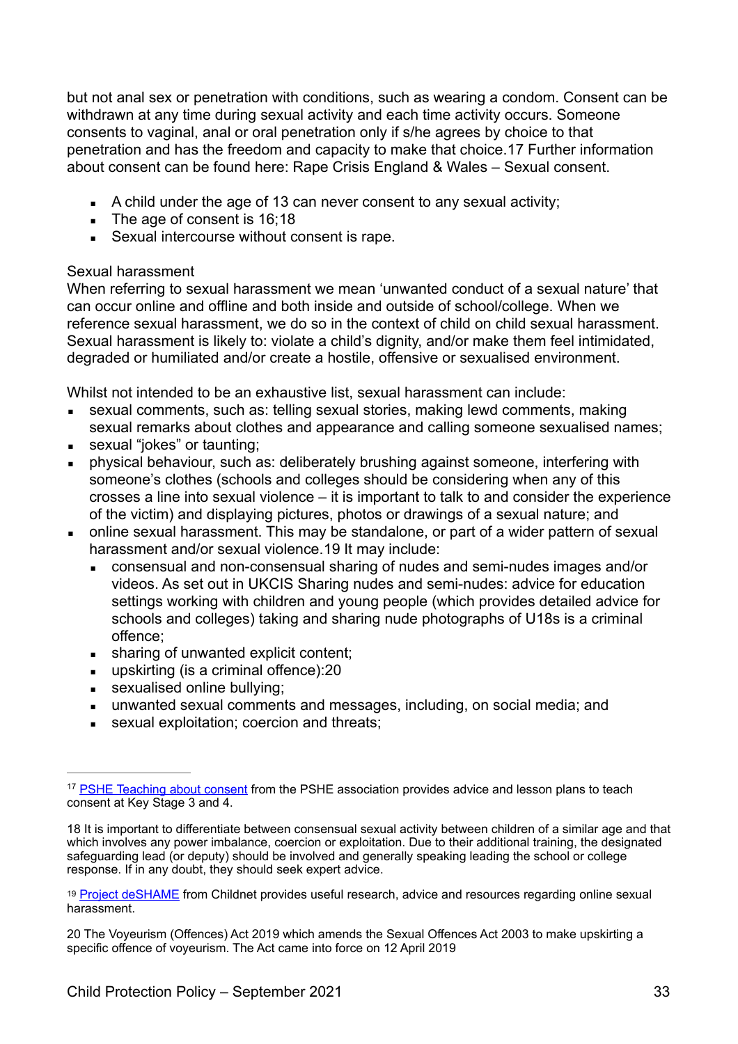but not anal sex or penetration with conditions, such as wearing a condom. Consent can be withdrawn at any time during sexual activity and each time activity occurs. Someone consents to vaginal, anal or oral penetration only if s/he agrees by choice to that penetration and has the freedom and capacity to make that choice.17 Further information about consent can be found here: Rape Crisis England & Wales – Sexual consent.

- A child under the age of 13 can never consent to any sexual activity;
- The age of consent is 16;18
- Sexual intercourse without consent is rape.

Sexual harassment
When referring to sexual harassment we mean 'unwanted conduct of a sexual nature' that can occur online and offline and both inside and outside of school/college. When we reference sexual harassment, we do so in the context of child on child sexual harassment. Sexual harassment is likely to: violate a child's dignity, and/or make them feel intimidated, degraded or humiliated and/or create a hostile, offensive or sexualised environment.

Whilst not intended to be an exhaustive list, sexual harassment can include:

- sexual comments, such as: telling sexual stories, making lewd comments, making sexual remarks about clothes and appearance and calling someone sexualised names;
- sexual "jokes" or taunting;
- physical behaviour, such as: deliberately brushing against someone, interfering with someone's clothes (schools and colleges should be considering when any of this crosses a line into sexual violence – it is important to talk to and consider the experience of the victim) and displaying pictures, photos or drawings of a sexual nature; and
- online sexual harassment. This may be standalone, or part of a wider pattern of sexual harassment and/or sexual violence.19 It may include:
  - consensual and non-consensual sharing of nudes and semi-nudes images and/or videos. As set out in UKCIS Sharing nudes and semi-nudes: advice for education settings working with children and young people (which provides detailed advice for schools and colleges) taking and sharing nude photographs of U18s is a criminal offence;
  - sharing of unwanted explicit content;
  - upskirting (is a criminal offence):20
  - sexualised online bullying;
  - unwanted sexual comments and messages, including, on social media; and
  - sexual exploitation; coercion and threats;

---

[17] PSHE Teaching about consent from the PSHE association provides advice and lesson plans to teach consent at Key Stage 3 and 4.

18 It is important to differentiate between consensual sexual activity between children of a similar age and that which involves any power imbalance, coercion or exploitation. Due to their additional training, the designated safeguarding lead (or deputy) should be involved and generally speaking leading the school or college response. If in any doubt, they should seek expert advice.

[19] Project deSHAME from Childnet provides useful research, advice and resources regarding online sexual harassment.

20 The Voyeurism (Offences) Act 2019 which amends the Sexual Offences Act 2003 to make upskirting a specific offence of voyeurism. The Act came into force on 12 April 2019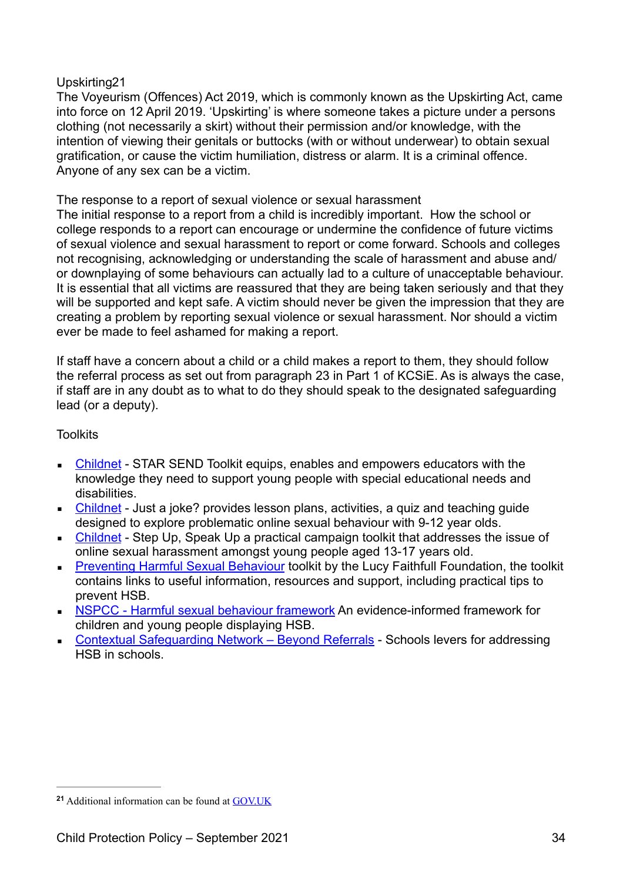Upskirting[21]

The Voyeurism (Offences) Act 2019, which is commonly known as the Upskirting Act, came into force on 12 April 2019. 'Upskirting' is where someone takes a picture under a persons clothing (not necessarily a skirt) without their permission and/or knowledge, with the intention of viewing their genitals or buttocks (with or without underwear) to obtain sexual gratification, or cause the victim humiliation, distress or alarm. It is a criminal offence. Anyone of any sex can be a victim.

The response to a report of sexual violence or sexual harassment

The initial response to a report from a child is incredibly important. How the school or college responds to a report can encourage or undermine the confidence of future victims of sexual violence and sexual harassment to report or come forward. Schools and colleges not recognising, acknowledging or understanding the scale of harassment and abuse and/or downplaying of some behaviours can actually lad to a culture of unacceptable behaviour. It is essential that all victims are reassured that they are being taken seriously and that they will be supported and kept safe. A victim should never be given the impression that they are creating a problem by reporting sexual violence or sexual harassment. Nor should a victim ever be made to feel ashamed for making a report.

If staff have a concern about a child or a child makes a report to them, they should follow the referral process as set out from paragraph 23 in Part 1 of KCSiE. As is always the case, if staff are in any doubt as to what to do they should speak to the designated safeguarding lead (or a deputy).

Toolkits

- Childnet - STAR SEND Toolkit equips, enables and empowers educators with the knowledge they need to support young people with special educational needs and disabilities.
- Childnet - Just a joke? provides lesson plans, activities, a quiz and teaching guide designed to explore problematic online sexual behaviour with 9-12 year olds.
- Childnet - Step Up, Speak Up a practical campaign toolkit that addresses the issue of online sexual harassment amongst young people aged 13-17 years old.
- Preventing Harmful Sexual Behaviour toolkit by the Lucy Faithfull Foundation, the toolkit contains links to useful information, resources and support, including practical tips to prevent HSB.
- NSPCC - Harmful sexual behaviour framework An evidence-informed framework for children and young people displaying HSB.
- Contextual Safeguarding Network – Beyond Referrals - Schools levers for addressing HSB in schools.

[21] Additional information can be found at GOV.UK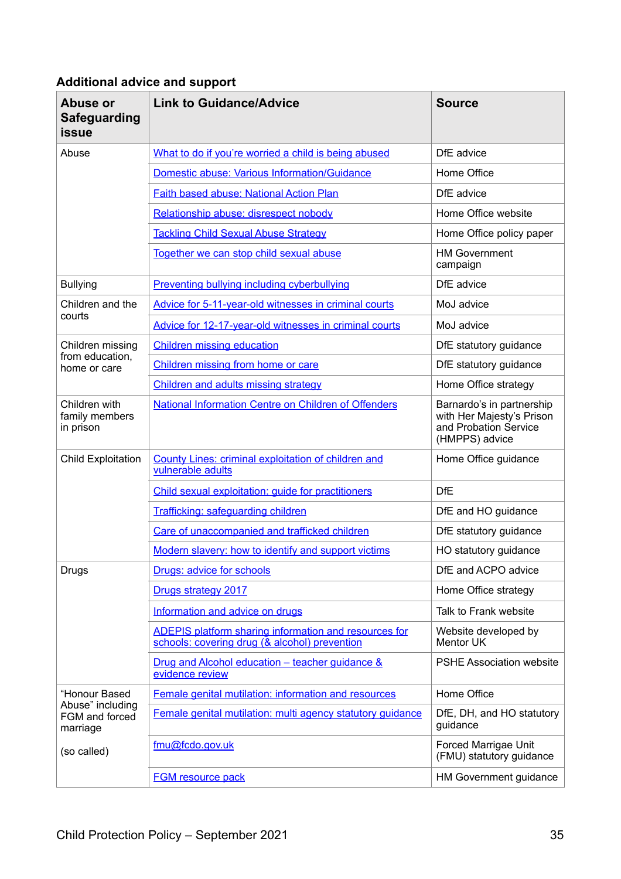## Additional advice and support

| Abuse or Safeguarding issue | Link to Guidance/Advice | Source |
|---|---|---|
| Abuse | What to do if you're worried a child is being abused | DfE advice |
| | Domestic abuse: Various Information/Guidance | Home Office |
| | Faith based abuse: National Action Plan | DfE advice |
| | Relationship abuse: disrespect nobody | Home Office website |
| | Tackling Child Sexual Abuse Strategy | Home Office policy paper |
| | Together we can stop child sexual abuse | HM Government campaign |
| Bullying | Preventing bullying including cyberbullying | DfE advice |
| Children and the courts | Advice for 5-11-year-old witnesses in criminal courts | MoJ advice |
| | Advice for 12-17-year-old witnesses in criminal courts | MoJ advice |
| Children missing from education, home or care | Children missing education | DfE statutory guidance |
| | Children missing from home or care | DfE statutory guidance |
| | Children and adults missing strategy | Home Office strategy |
| Children with family members in prison | National Information Centre on Children of Offenders | Barnardo's in partnership with Her Majesty's Prison and Probation Service (HMPPS) advice |
| Child Exploitation | County Lines: criminal exploitation of children and vulnerable adults | Home Office guidance |
| | Child sexual exploitation: guide for practitioners | DfE |
| | Trafficking: safeguarding children | DfE and HO guidance |
| | Care of unaccompanied and trafficked children | DfE statutory guidance |
| | Modern slavery: how to identify and support victims | HO statutory guidance |
| Drugs | Drugs: advice for schools | DfE and ACPO advice |
| | Drugs strategy 2017 | Home Office strategy |
| | Information and advice on drugs | Talk to Frank website |
| | ADEPIS platform sharing information and resources for schools: covering drug (& alcohol) prevention | Website developed by Mentor UK |
| | Drug and Alcohol education – teacher guidance & evidence review | PSHE Association website |
| "Honour Based Abuse" including FGM and forced marriage (so called) | Female genital mutilation: information and resources | Home Office |
| | Female genital mutilation: multi agency statutory guidance | DfE, DH, and HO statutory guidance |
| | fmu@fcdo.gov.uk | Forced Marrigae Unit (FMU) statutory guidance |
| | FGM resource pack | HM Government guidance |

Child Protection Policy – September 2021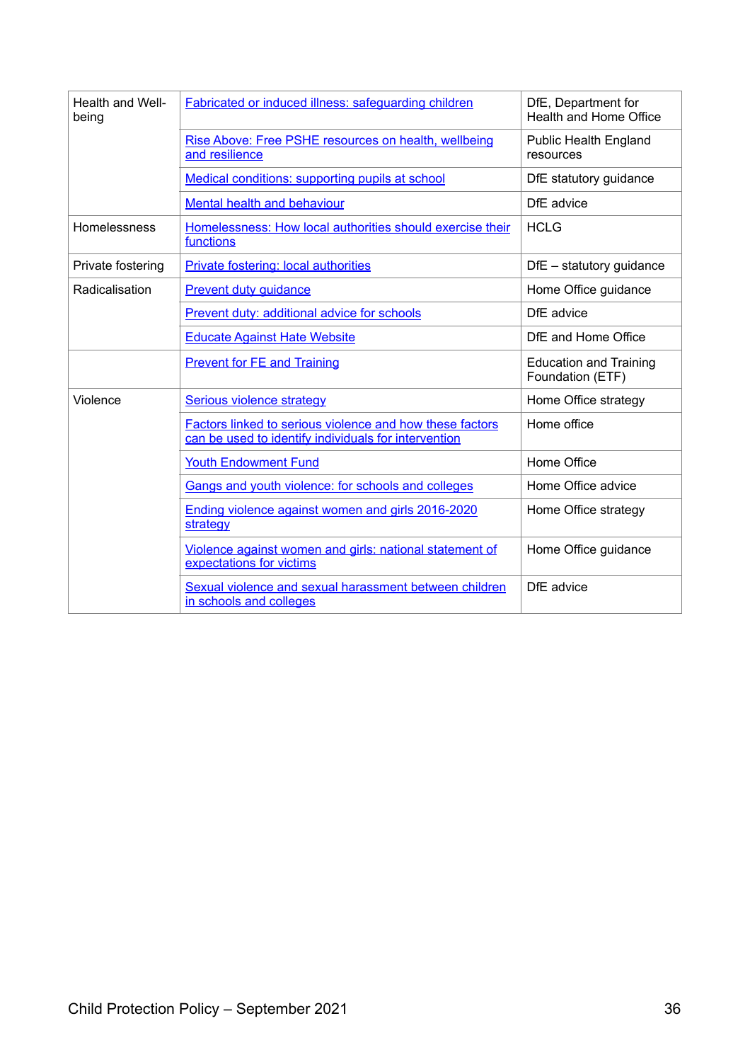| | | |
|---|---|---|
| Health and Well-being | Fabricated or induced illness: safeguarding children | DfE, Department for Health and Home Office |
| | Rise Above: Free PSHE resources on health, wellbeing and resilience | Public Health England resources |
| | Medical conditions: supporting pupils at school | DfE statutory guidance |
| | Mental health and behaviour | DfE advice |
| Homelessness | Homelessness: How local authorities should exercise their functions | HCLG |
| Private fostering | Private fostering: local authorities | DfE – statutory guidance |
| Radicalisation | Prevent duty guidance | Home Office guidance |
| | Prevent duty: additional advice for schools | DfE advice |
| | Educate Against Hate Website | DfE and Home Office |
| | Prevent for FE and Training | Education and Training Foundation (ETF) |
| Violence | Serious violence strategy | Home Office strategy |
| | Factors linked to serious violence and how these factors can be used to identify individuals for intervention | Home office |
| | Youth Endowment Fund | Home Office |
| | Gangs and youth violence: for schools and colleges | Home Office advice |
| | Ending violence against women and girls 2016-2020 strategy | Home Office strategy |
| | Violence against women and girls: national statement of expectations for victims | Home Office guidance |
| | Sexual violence and sexual harassment between children in schools and colleges | DfE advice |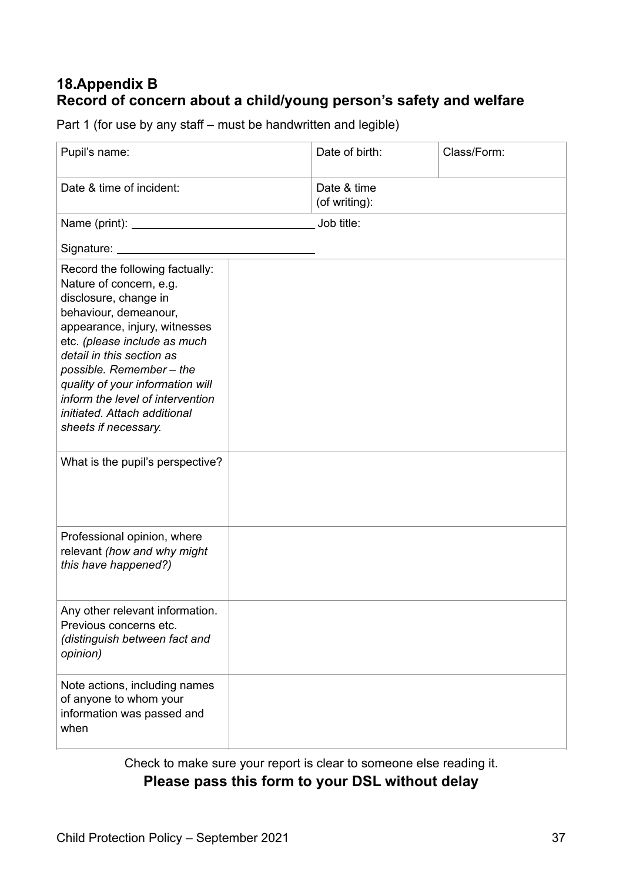## 18. Appendix B
## Record of concern about a child/young person's safety and welfare

Part 1 (for use by any staff – must be handwritten and legible)

| Pupil's name: | | Date of birth: | Class/Form: |
|---|---|---|---|
| Date & time of incident: | | Date & time (of writing): | |
| Name (print): ____________________ | | Job title: | |
| Signature: ____________________ | | | |
| Record the following factually: Nature of concern, e.g. disclosure, change in behaviour, demeanour, appearance, injury, witnesses etc. *(please include as much detail in this section as possible. Remember – the quality of your information will inform the level of intervention initiated. Attach additional sheets if necessary.* | | | |
| What is the pupil's perspective? | | | |
| Professional opinion, where relevant *(how and why might this have happened?)* | | | |
| Any other relevant information. Previous concerns etc. *(distinguish between fact and opinion)* | | | |
| Note actions, including names of anyone to whom your information was passed and when | | | |

Check to make sure your report is clear to someone else reading it.

**Please pass this form to your DSL without delay**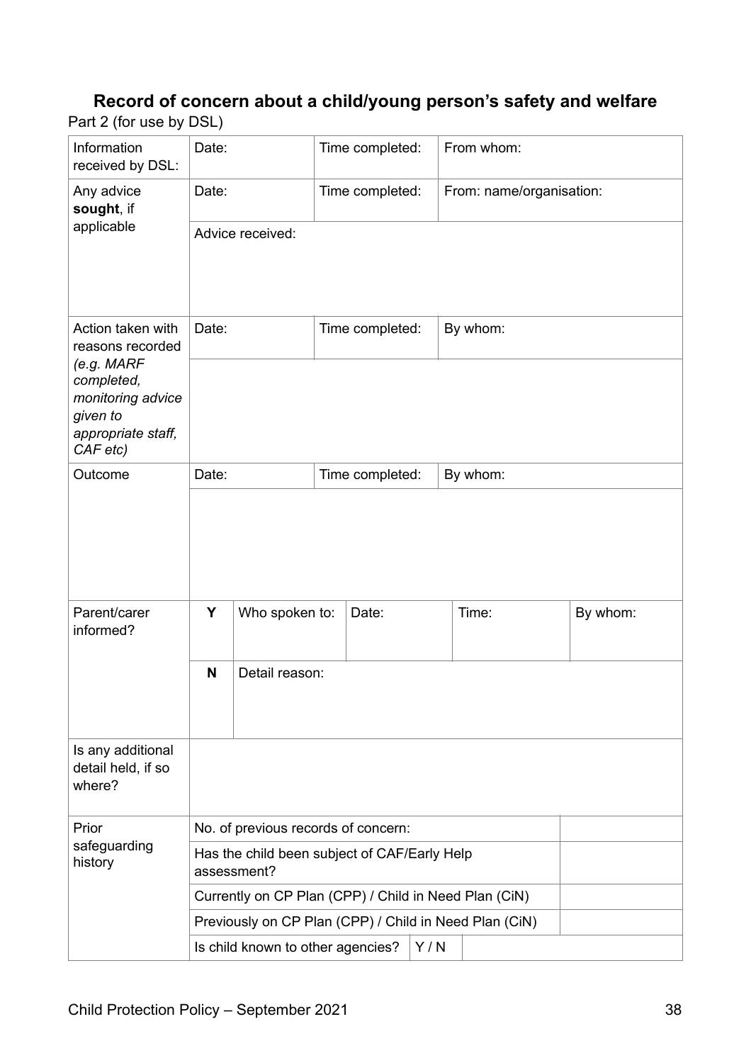## Record of concern about a child/young person's safety and welfare

Part 2 (for use by DSL)

| | | | | | |
|---|---|---|---|---|---|
| Information received by DSL: | Date: | | Time completed: | From whom: | |
| Any advice **sought**, if applicable | Date: | | Time completed: | From: name/organisation: | |
| | Advice received: | | | | |
| Action taken with reasons recorded *(e.g. MARF completed, monitoring advice given to appropriate staff, CAF etc)* | Date: | | Time completed: | By whom: | |
| | | | | | |
| Outcome | Date: | | Time completed: | By whom: | |
| | | | | | |
| Parent/carer informed? | **Y** | Who spoken to: | Date: | Time: | By whom: |
| | **N** | Detail reason: | | | |
| Is any additional detail held, if so where? | | | | | |
| Prior safeguarding history | No. of previous records of concern: | | | | |
| | Has the child been subject of CAF/Early Help assessment? | | | | |
| | Currently on CP Plan (CPP) / Child in Need Plan (CiN) | | | | |
| | Previously on CP Plan (CPP) / Child in Need Plan (CiN) | | | | |
| | Is child known to other agencies? | Y / N | | | |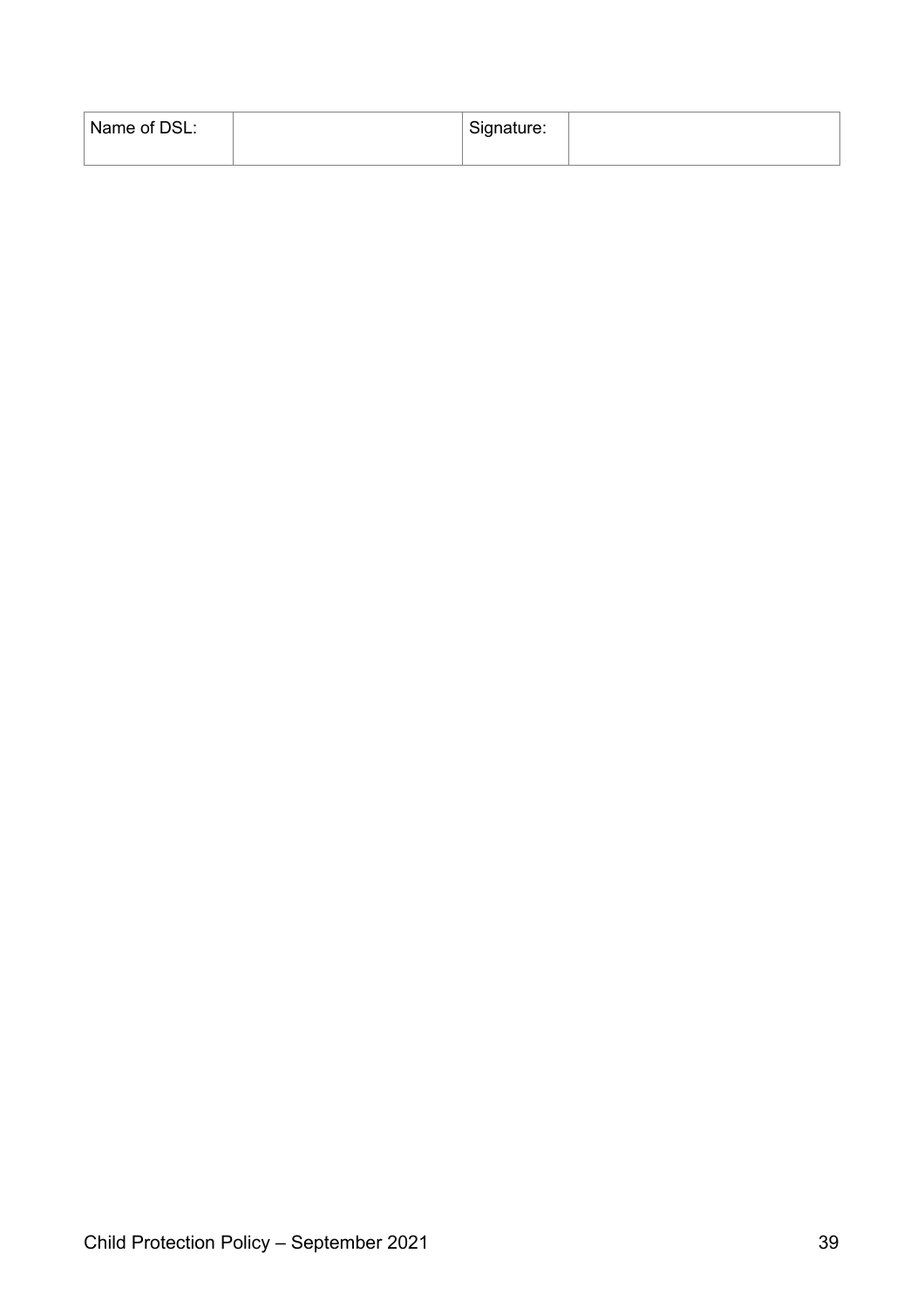| Name of DSL: | | Signature: | |
| --- | --- | --- | --- |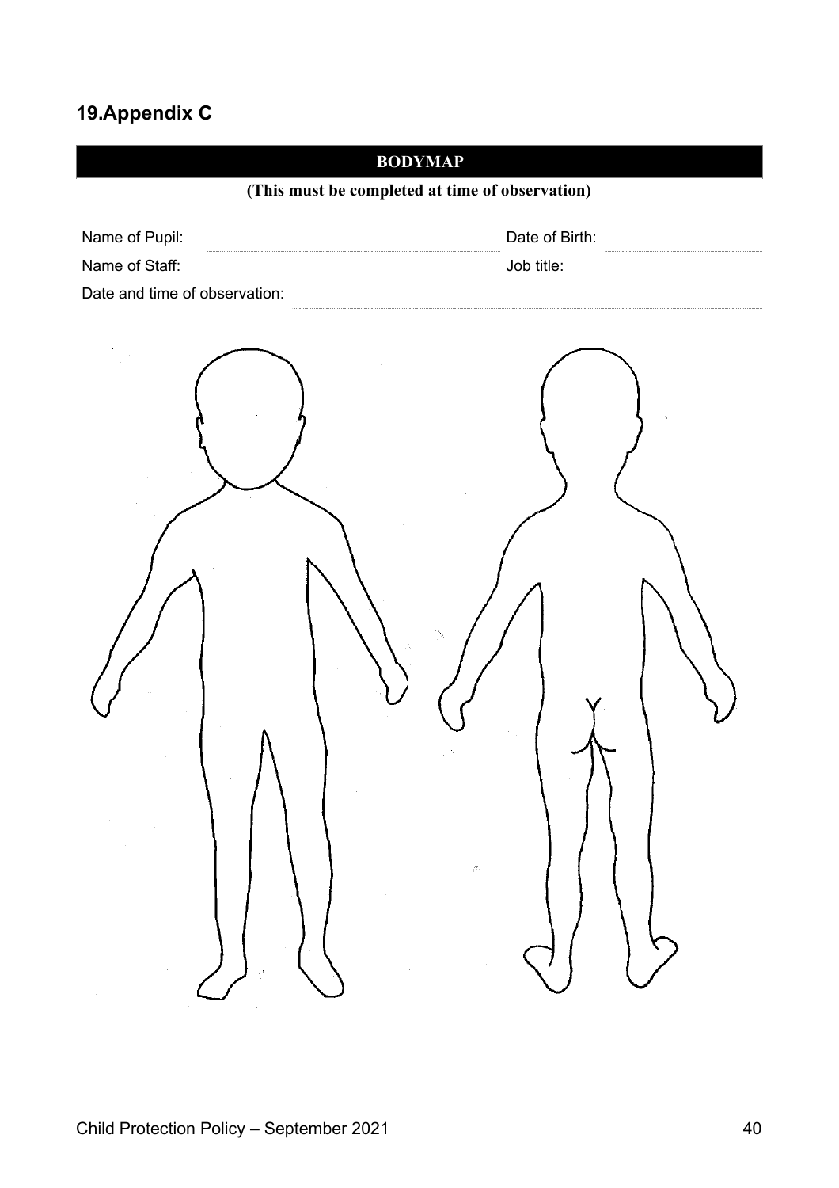## 19.Appendix C

**BODYMAP**

**(This must be completed at time of observation)**

Name of Pupil: ____________________ Date of Birth: ____________

Name of Staff: ____________________ Job title: ____________

Date and time of observation: ____________________________________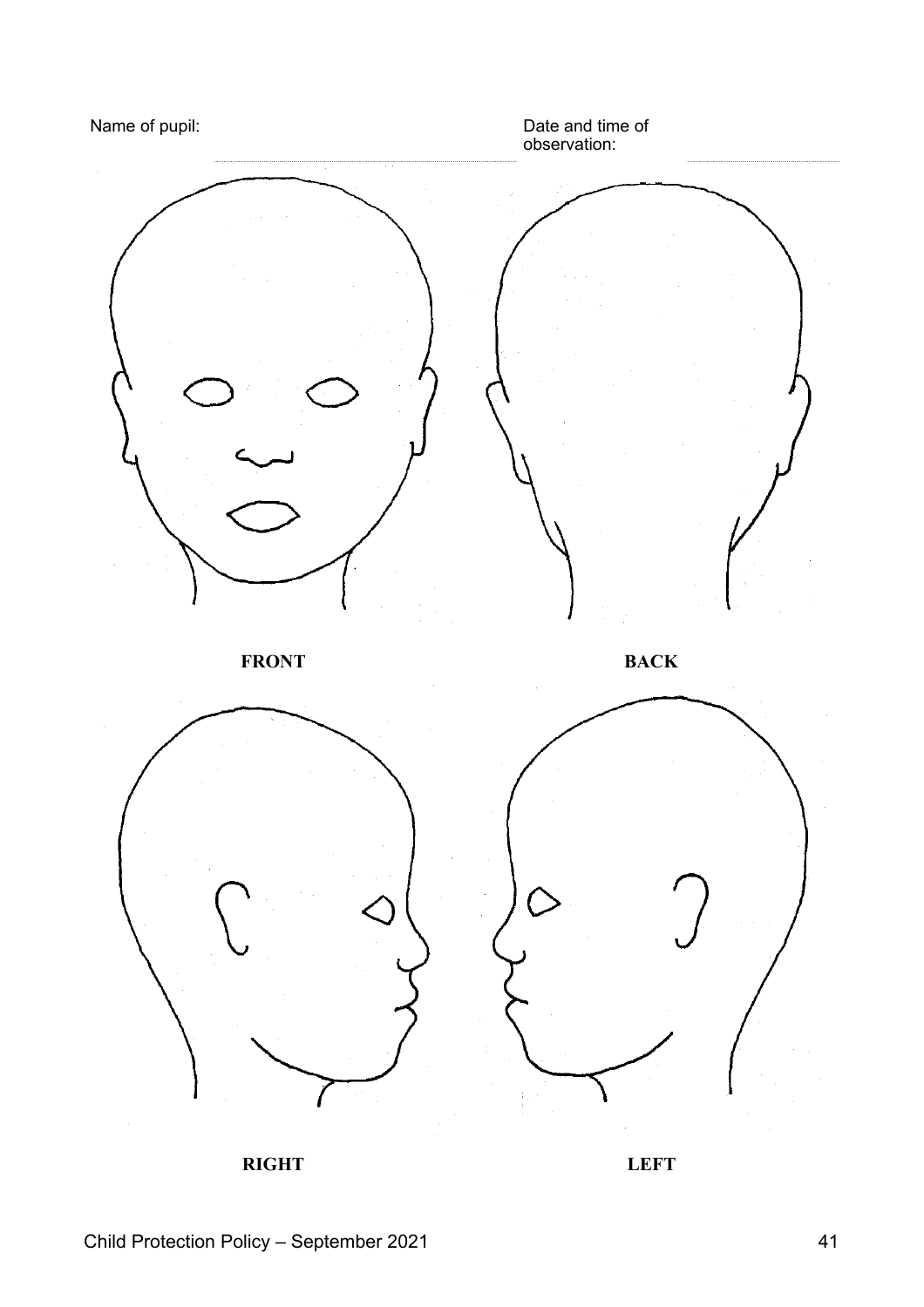Name of pupil: ..............................

Date and time of observation: ..............................

FRONT

BACK

RIGHT

LEFT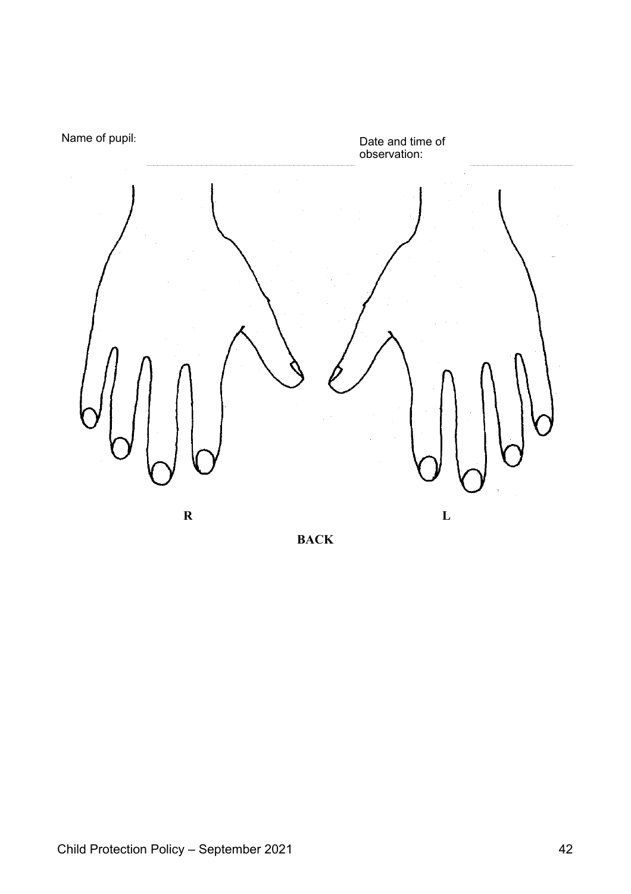Name of pupil: ............................................................................ Date and time of observation: ..............................

R

L

**BACK**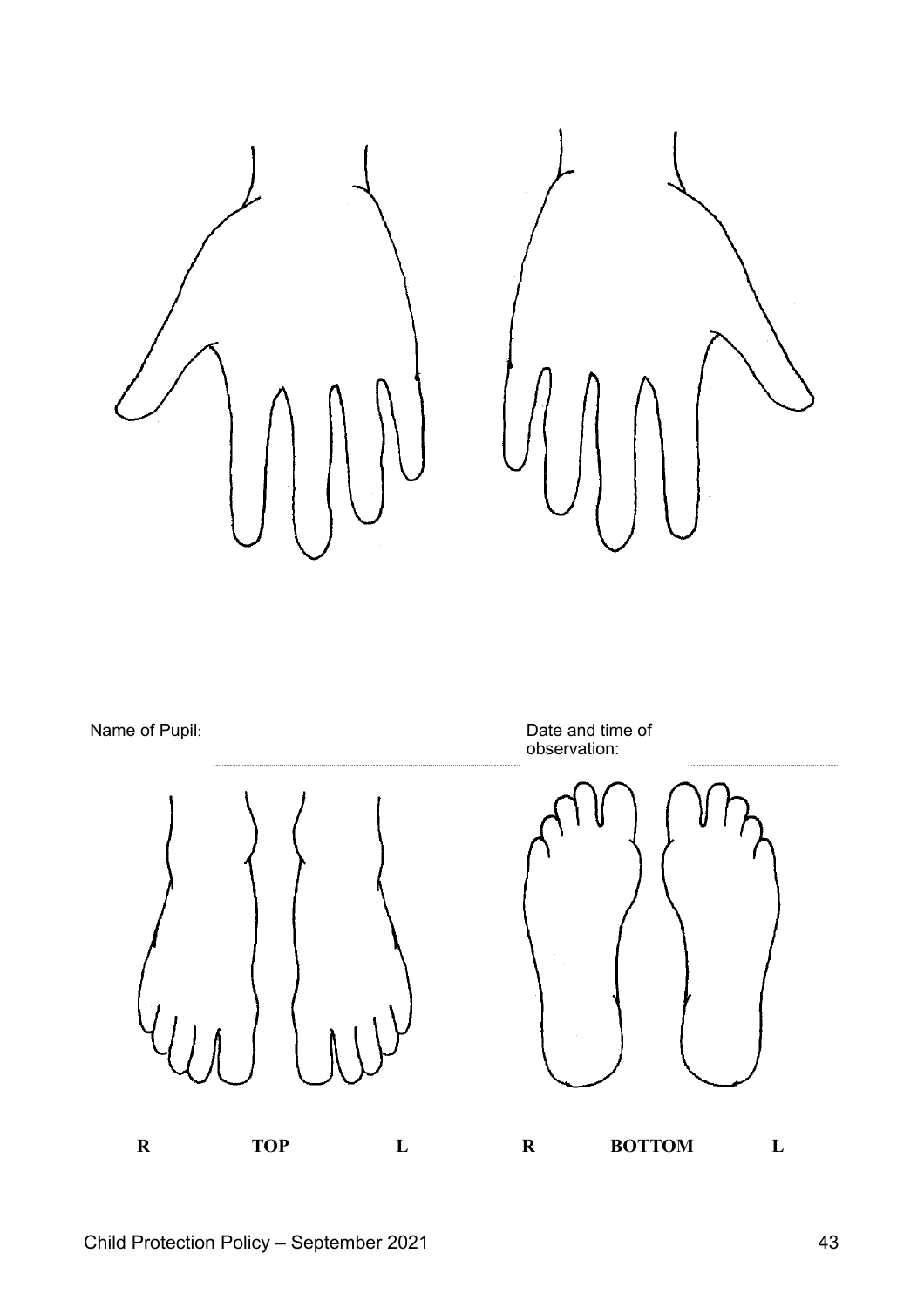Name of Pupil: ............................................................ Date and time of observation: ............................

R TOP L R BOTTOM L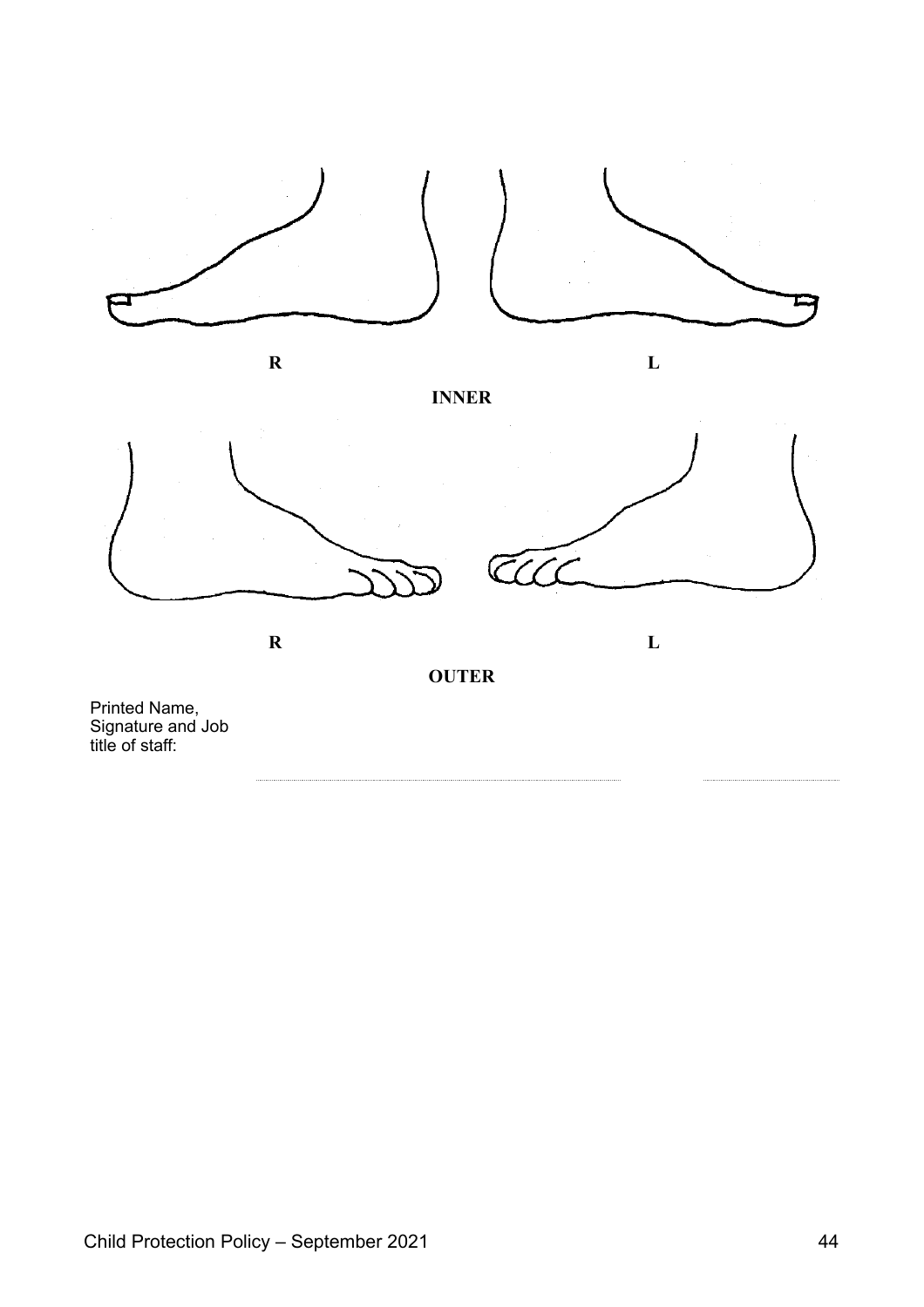R

L

**INNER**

R

L

**OUTER**

Printed Name, Signature and Job title of staff: